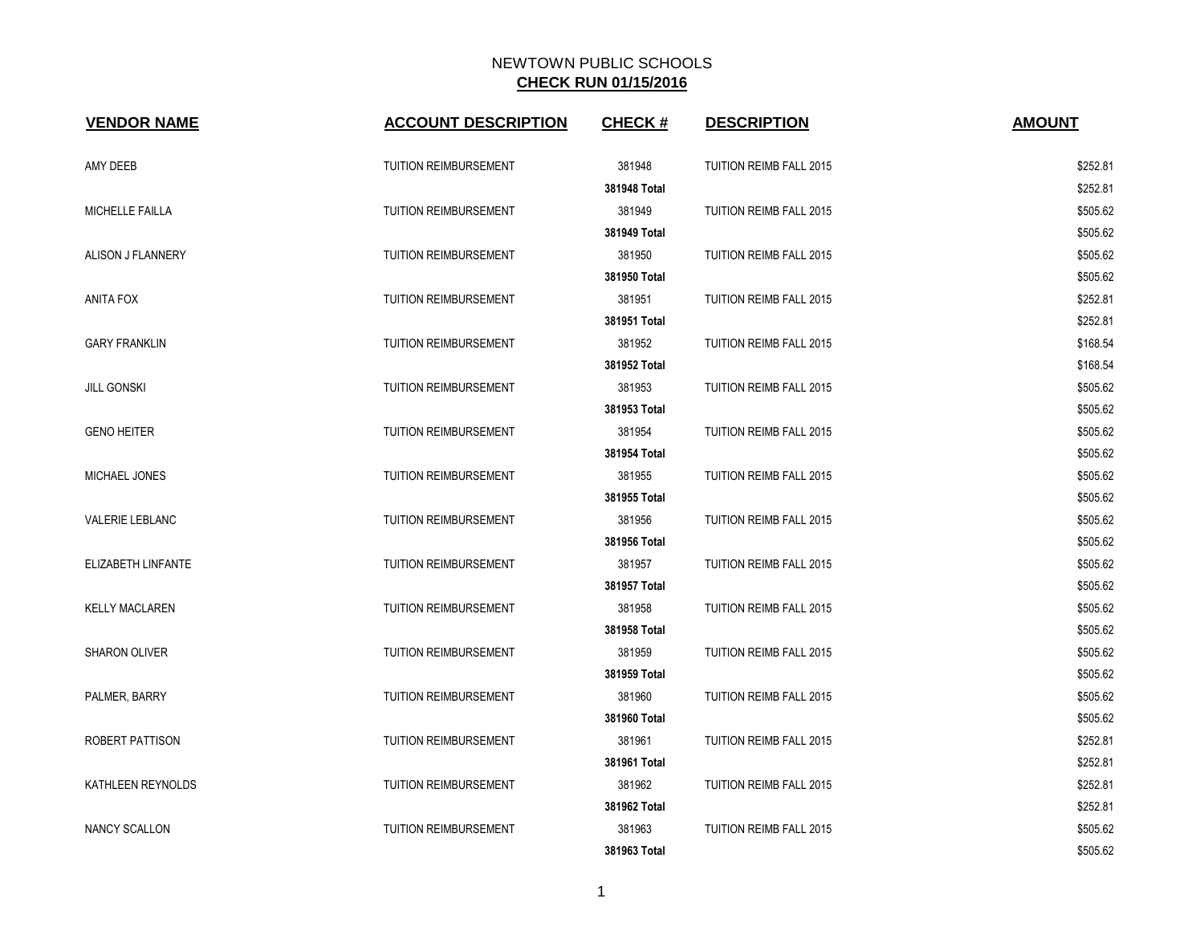# NEWTOWN PUBLIC SCHOOLS

## CHECK RUN 01/15/2016

| VENDOR NAME | ACCOUNT DESCRIPTION | CHECK # | DESCRIPTION | AMOUNT |
|---|---|---|---|---|
| AMY DEEB | TUITION REIMBURSEMENT | 381948 | TUITION REIMB FALL 2015 | $252.81 |
| | | **381948 Total** | | $252.81 |
| MICHELLE FAILLA | TUITION REIMBURSEMENT | 381949 | TUITION REIMB FALL 2015 | $505.62 |
| | | **381949 Total** | | $505.62 |
| ALISON J FLANNERY | TUITION REIMBURSEMENT | 381950 | TUITION REIMB FALL 2015 | $505.62 |
| | | **381950 Total** | | $505.62 |
| ANITA FOX | TUITION REIMBURSEMENT | 381951 | TUITION REIMB FALL 2015 | $252.81 |
| | | **381951 Total** | | $252.81 |
| GARY FRANKLIN | TUITION REIMBURSEMENT | 381952 | TUITION REIMB FALL 2015 | $168.54 |
| | | **381952 Total** | | $168.54 |
| JILL GONSKI | TUITION REIMBURSEMENT | 381953 | TUITION REIMB FALL 2015 | $505.62 |
| | | **381953 Total** | | $505.62 |
| GENO HEITER | TUITION REIMBURSEMENT | 381954 | TUITION REIMB FALL 2015 | $505.62 |
| | | **381954 Total** | | $505.62 |
| MICHAEL JONES | TUITION REIMBURSEMENT | 381955 | TUITION REIMB FALL 2015 | $505.62 |
| | | **381955 Total** | | $505.62 |
| VALERIE LEBLANC | TUITION REIMBURSEMENT | 381956 | TUITION REIMB FALL 2015 | $505.62 |
| | | **381956 Total** | | $505.62 |
| ELIZABETH LINFANTE | TUITION REIMBURSEMENT | 381957 | TUITION REIMB FALL 2015 | $505.62 |
| | | **381957 Total** | | $505.62 |
| KELLY MACLAREN | TUITION REIMBURSEMENT | 381958 | TUITION REIMB FALL 2015 | $505.62 |
| | | **381958 Total** | | $505.62 |
| SHARON OLIVER | TUITION REIMBURSEMENT | 381959 | TUITION REIMB FALL 2015 | $505.62 |
| | | **381959 Total** | | $505.62 |
| PALMER, BARRY | TUITION REIMBURSEMENT | 381960 | TUITION REIMB FALL 2015 | $505.62 |
| | | **381960 Total** | | $505.62 |
| ROBERT PATTISON | TUITION REIMBURSEMENT | 381961 | TUITION REIMB FALL 2015 | $252.81 |
| | | **381961 Total** | | $252.81 |
| KATHLEEN REYNOLDS | TUITION REIMBURSEMENT | 381962 | TUITION REIMB FALL 2015 | $252.81 |
| | | **381962 Total** | | $252.81 |
| NANCY SCALLON | TUITION REIMBURSEMENT | 381963 | TUITION REIMB FALL 2015 | $505.62 |
| | | **381963 Total** | | $505.62 |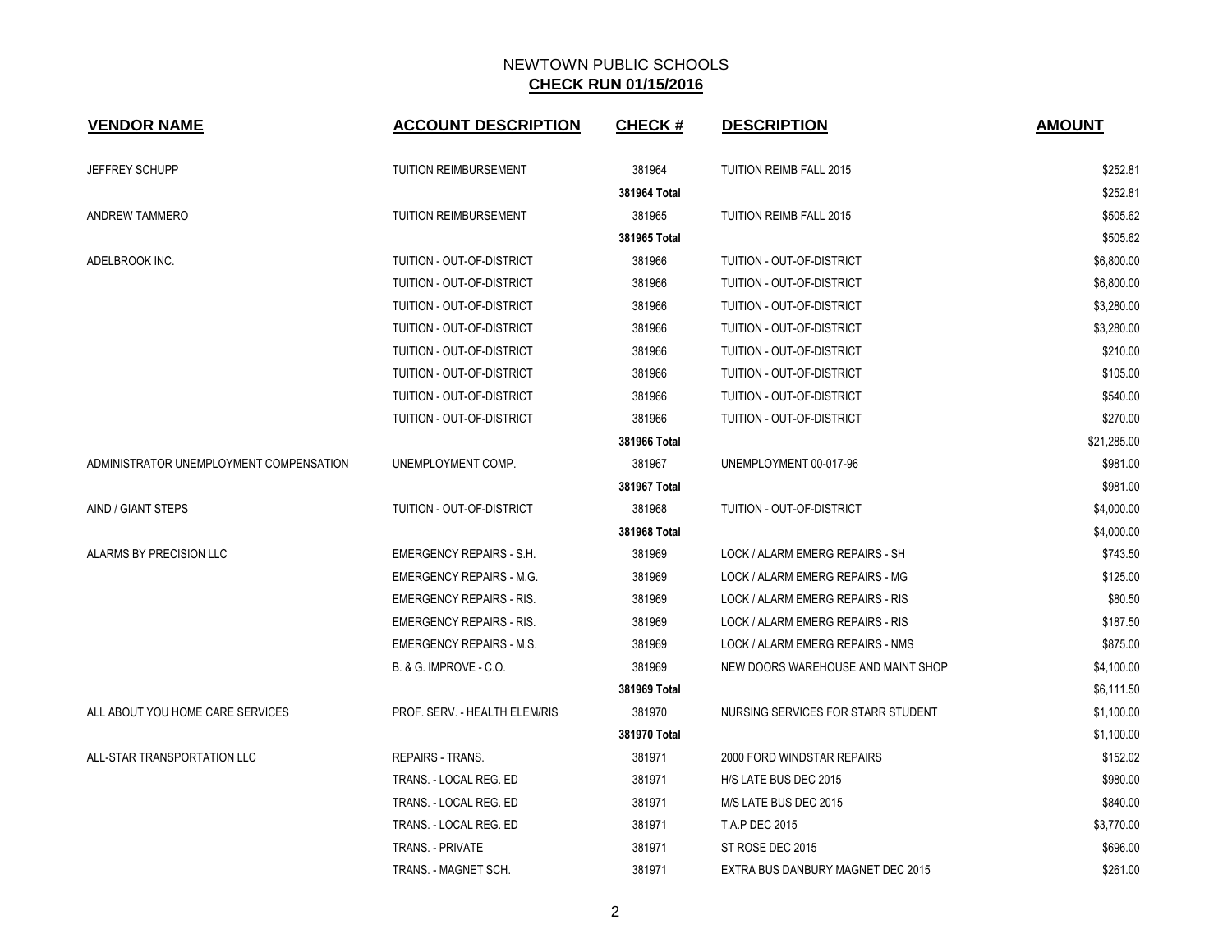NEWTOWN PUBLIC SCHOOLS
**CHECK RUN 01/15/2016**

| VENDOR NAME | ACCOUNT DESCRIPTION | CHECK # | DESCRIPTION | AMOUNT |
|---|---|---|---|---|
| JEFFREY SCHUPP | TUITION REIMBURSEMENT | 381964 | TUITION REIMB FALL 2015 | $252.81 |
| | | 381964 Total | | $252.81 |
| ANDREW TAMMERO | TUITION REIMBURSEMENT | 381965 | TUITION REIMB FALL 2015 | $505.62 |
| | | 381965 Total | | $505.62 |
| ADELBROOK INC. | TUITION - OUT-OF-DISTRICT | 381966 | TUITION - OUT-OF-DISTRICT | $6,800.00 |
| | TUITION - OUT-OF-DISTRICT | 381966 | TUITION - OUT-OF-DISTRICT | $6,800.00 |
| | TUITION - OUT-OF-DISTRICT | 381966 | TUITION - OUT-OF-DISTRICT | $3,280.00 |
| | TUITION - OUT-OF-DISTRICT | 381966 | TUITION - OUT-OF-DISTRICT | $3,280.00 |
| | TUITION - OUT-OF-DISTRICT | 381966 | TUITION - OUT-OF-DISTRICT | $210.00 |
| | TUITION - OUT-OF-DISTRICT | 381966 | TUITION - OUT-OF-DISTRICT | $105.00 |
| | TUITION - OUT-OF-DISTRICT | 381966 | TUITION - OUT-OF-DISTRICT | $540.00 |
| | TUITION - OUT-OF-DISTRICT | 381966 | TUITION - OUT-OF-DISTRICT | $270.00 |
| | | 381966 Total | | $21,285.00 |
| ADMINISTRATOR UNEMPLOYMENT COMPENSATION | UNEMPLOYMENT COMP. | 381967 | UNEMPLOYMENT 00-017-96 | $981.00 |
| | | 381967 Total | | $981.00 |
| AIND / GIANT STEPS | TUITION - OUT-OF-DISTRICT | 381968 | TUITION - OUT-OF-DISTRICT | $4,000.00 |
| | | 381968 Total | | $4,000.00 |
| ALARMS BY PRECISION LLC | EMERGENCY REPAIRS - S.H. | 381969 | LOCK / ALARM EMERG REPAIRS - SH | $743.50 |
| | EMERGENCY REPAIRS - M.G. | 381969 | LOCK / ALARM EMERG REPAIRS - MG | $125.00 |
| | EMERGENCY REPAIRS - RIS. | 381969 | LOCK / ALARM EMERG REPAIRS - RIS | $80.50 |
| | EMERGENCY REPAIRS - RIS. | 381969 | LOCK / ALARM EMERG REPAIRS - RIS | $187.50 |
| | EMERGENCY REPAIRS - M.S. | 381969 | LOCK / ALARM EMERG REPAIRS - NMS | $875.00 |
| | B. & G. IMPROVE - C.O. | 381969 | NEW DOORS WAREHOUSE AND MAINT SHOP | $4,100.00 |
| | | 381969 Total | | $6,111.50 |
| ALL ABOUT YOU HOME CARE SERVICES | PROF. SERV. - HEALTH ELEM/RIS | 381970 | NURSING SERVICES FOR STARR STUDENT | $1,100.00 |
| | | 381970 Total | | $1,100.00 |
| ALL-STAR TRANSPORTATION LLC | REPAIRS - TRANS. | 381971 | 2000 FORD WINDSTAR REPAIRS | $152.02 |
| | TRANS. - LOCAL REG. ED | 381971 | H/S LATE BUS DEC 2015 | $980.00 |
| | TRANS. - LOCAL REG. ED | 381971 | M/S LATE BUS DEC 2015 | $840.00 |
| | TRANS. - LOCAL REG. ED | 381971 | T.A.P DEC 2015 | $3,770.00 |
| | TRANS. - PRIVATE | 381971 | ST ROSE DEC 2015 | $696.00 |
| | TRANS. - MAGNET SCH. | 381971 | EXTRA BUS DANBURY MAGNET DEC 2015 | $261.00 |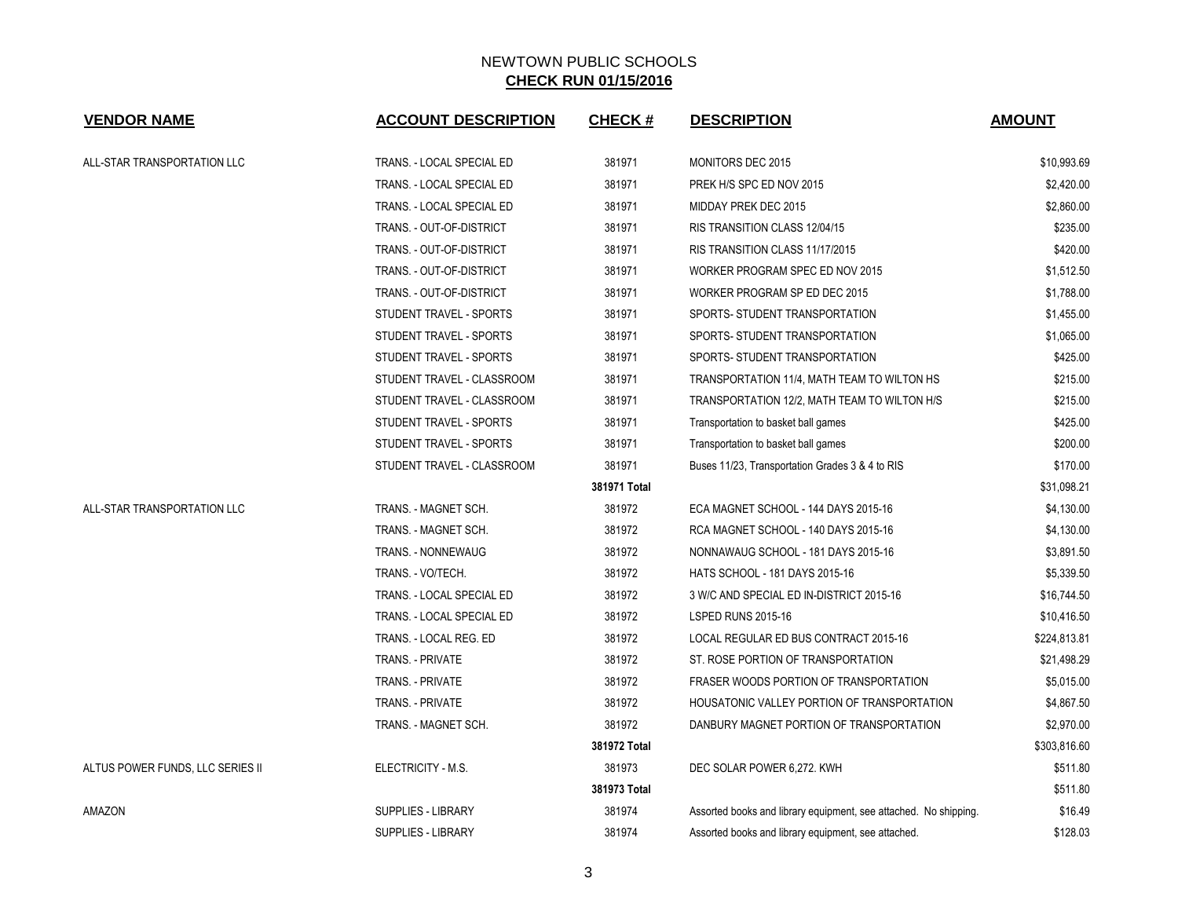# NEWTOWN PUBLIC SCHOOLS

## CHECK RUN 01/15/2016

| VENDOR NAME | ACCOUNT DESCRIPTION | CHECK # | DESCRIPTION | AMOUNT |
|---|---|---|---|---|
| ALL-STAR TRANSPORTATION LLC | TRANS. - LOCAL SPECIAL ED | 381971 | MONITORS DEC 2015 | $10,993.69 |
| | TRANS. - LOCAL SPECIAL ED | 381971 | PREK H/S SPC ED NOV 2015 | $2,420.00 |
| | TRANS. - LOCAL SPECIAL ED | 381971 | MIDDAY PREK DEC 2015 | $2,860.00 |
| | TRANS. - OUT-OF-DISTRICT | 381971 | RIS TRANSITION CLASS 12/04/15 | $235.00 |
| | TRANS. - OUT-OF-DISTRICT | 381971 | RIS TRANSITION CLASS 11/17/2015 | $420.00 |
| | TRANS. - OUT-OF-DISTRICT | 381971 | WORKER PROGRAM SPEC ED NOV 2015 | $1,512.50 |
| | TRANS. - OUT-OF-DISTRICT | 381971 | WORKER PROGRAM SP ED DEC 2015 | $1,788.00 |
| | STUDENT TRAVEL - SPORTS | 381971 | SPORTS- STUDENT TRANSPORTATION | $1,455.00 |
| | STUDENT TRAVEL - SPORTS | 381971 | SPORTS- STUDENT TRANSPORTATION | $1,065.00 |
| | STUDENT TRAVEL - SPORTS | 381971 | SPORTS- STUDENT TRANSPORTATION | $425.00 |
| | STUDENT TRAVEL - CLASSROOM | 381971 | TRANSPORTATION 11/4, MATH TEAM TO WILTON HS | $215.00 |
| | STUDENT TRAVEL - CLASSROOM | 381971 | TRANSPORTATION 12/2, MATH TEAM TO WILTON H/S | $215.00 |
| | STUDENT TRAVEL - SPORTS | 381971 | Transportation to basket ball games | $425.00 |
| | STUDENT TRAVEL - SPORTS | 381971 | Transportation to basket ball games | $200.00 |
| | STUDENT TRAVEL - CLASSROOM | 381971 | Buses 11/23, Transportation Grades 3 & 4 to RIS | $170.00 |
| | | **381971 Total** | | $31,098.21 |
| ALL-STAR TRANSPORTATION LLC | TRANS. - MAGNET SCH. | 381972 | ECA MAGNET SCHOOL - 144 DAYS 2015-16 | $4,130.00 |
| | TRANS. - MAGNET SCH. | 381972 | RCA MAGNET SCHOOL - 140 DAYS 2015-16 | $4,130.00 |
| | TRANS. - NONNEWAUG | 381972 | NONNAWAUG SCHOOL - 181 DAYS 2015-16 | $3,891.50 |
| | TRANS. - VO/TECH. | 381972 | HATS SCHOOL - 181 DAYS 2015-16 | $5,339.50 |
| | TRANS. - LOCAL SPECIAL ED | 381972 | 3 W/C AND SPECIAL ED IN-DISTRICT 2015-16 | $16,744.50 |
| | TRANS. - LOCAL SPECIAL ED | 381972 | LSPED RUNS 2015-16 | $10,416.50 |
| | TRANS. - LOCAL REG. ED | 381972 | LOCAL REGULAR ED BUS CONTRACT 2015-16 | $224,813.81 |
| | TRANS. - PRIVATE | 381972 | ST. ROSE PORTION OF TRANSPORTATION | $21,498.29 |
| | TRANS. - PRIVATE | 381972 | FRASER WOODS PORTION OF TRANSPORTATION | $5,015.00 |
| | TRANS. - PRIVATE | 381972 | HOUSATONIC VALLEY PORTION OF TRANSPORTATION | $4,867.50 |
| | TRANS. - MAGNET SCH. | 381972 | DANBURY MAGNET PORTION OF TRANSPORTATION | $2,970.00 |
| | | **381972 Total** | | $303,816.60 |
| ALTUS POWER FUNDS, LLC SERIES II | ELECTRICITY - M.S. | 381973 | DEC SOLAR POWER 6,272. KWH | $511.80 |
| | | **381973 Total** | | $511.80 |
| AMAZON | SUPPLIES - LIBRARY | 381974 | Assorted books and library equipment, see attached. No shipping. | $16.49 |
| | SUPPLIES - LIBRARY | 381974 | Assorted books and library equipment, see attached. | $128.03 |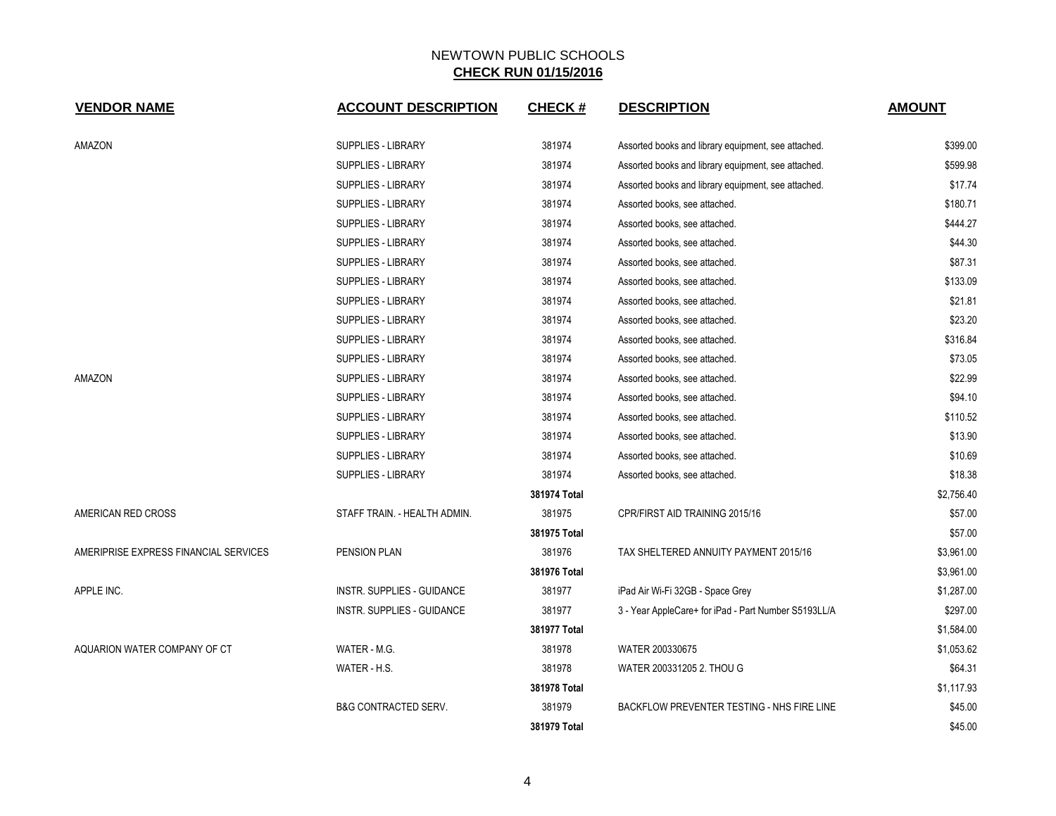NEWTOWN PUBLIC SCHOOLS

**CHECK RUN 01/15/2016**

| VENDOR NAME | ACCOUNT DESCRIPTION | CHECK # | DESCRIPTION | AMOUNT |
|---|---|---|---|---|
| AMAZON | SUPPLIES - LIBRARY | 381974 | Assorted books and library equipment, see attached. | $399.00 |
| | SUPPLIES - LIBRARY | 381974 | Assorted books and library equipment, see attached. | $599.98 |
| | SUPPLIES - LIBRARY | 381974 | Assorted books and library equipment, see attached. | $17.74 |
| | SUPPLIES - LIBRARY | 381974 | Assorted books, see attached. | $180.71 |
| | SUPPLIES - LIBRARY | 381974 | Assorted books, see attached. | $444.27 |
| | SUPPLIES - LIBRARY | 381974 | Assorted books, see attached. | $44.30 |
| | SUPPLIES - LIBRARY | 381974 | Assorted books, see attached. | $87.31 |
| | SUPPLIES - LIBRARY | 381974 | Assorted books, see attached. | $133.09 |
| | SUPPLIES - LIBRARY | 381974 | Assorted books, see attached. | $21.81 |
| | SUPPLIES - LIBRARY | 381974 | Assorted books, see attached. | $23.20 |
| | SUPPLIES - LIBRARY | 381974 | Assorted books, see attached. | $316.84 |
| | SUPPLIES - LIBRARY | 381974 | Assorted books, see attached. | $73.05 |
| AMAZON | SUPPLIES - LIBRARY | 381974 | Assorted books, see attached. | $22.99 |
| | SUPPLIES - LIBRARY | 381974 | Assorted books, see attached. | $94.10 |
| | SUPPLIES - LIBRARY | 381974 | Assorted books, see attached. | $110.52 |
| | SUPPLIES - LIBRARY | 381974 | Assorted books, see attached. | $13.90 |
| | SUPPLIES - LIBRARY | 381974 | Assorted books, see attached. | $10.69 |
| | SUPPLIES - LIBRARY | 381974 | Assorted books, see attached. | $18.38 |
| | | **381974 Total** | | $2,756.40 |
| AMERICAN RED CROSS | STAFF TRAIN. - HEALTH ADMIN. | 381975 | CPR/FIRST AID TRAINING 2015/16 | $57.00 |
| | | **381975 Total** | | $57.00 |
| AMERIPRISE EXPRESS FINANCIAL SERVICES | PENSION PLAN | 381976 | TAX SHELTERED ANNUITY PAYMENT 2015/16 | $3,961.00 |
| | | **381976 Total** | | $3,961.00 |
| APPLE INC. | INSTR. SUPPLIES - GUIDANCE | 381977 | iPad Air Wi-Fi 32GB - Space Grey | $1,287.00 |
| | INSTR. SUPPLIES - GUIDANCE | 381977 | 3 - Year AppleCare+ for iPad - Part Number S5193LL/A | $297.00 |
| | | **381977 Total** | | $1,584.00 |
| AQUARION WATER COMPANY OF CT | WATER - M.G. | 381978 | WATER 200330675 | $1,053.62 |
| | WATER - H.S. | 381978 | WATER 200331205 2. THOU G | $64.31 |
| | | **381978 Total** | | $1,117.93 |
| | B&G CONTRACTED SERV. | 381979 | BACKFLOW PREVENTER TESTING - NHS FIRE LINE | $45.00 |
| | | **381979 Total** | | $45.00 |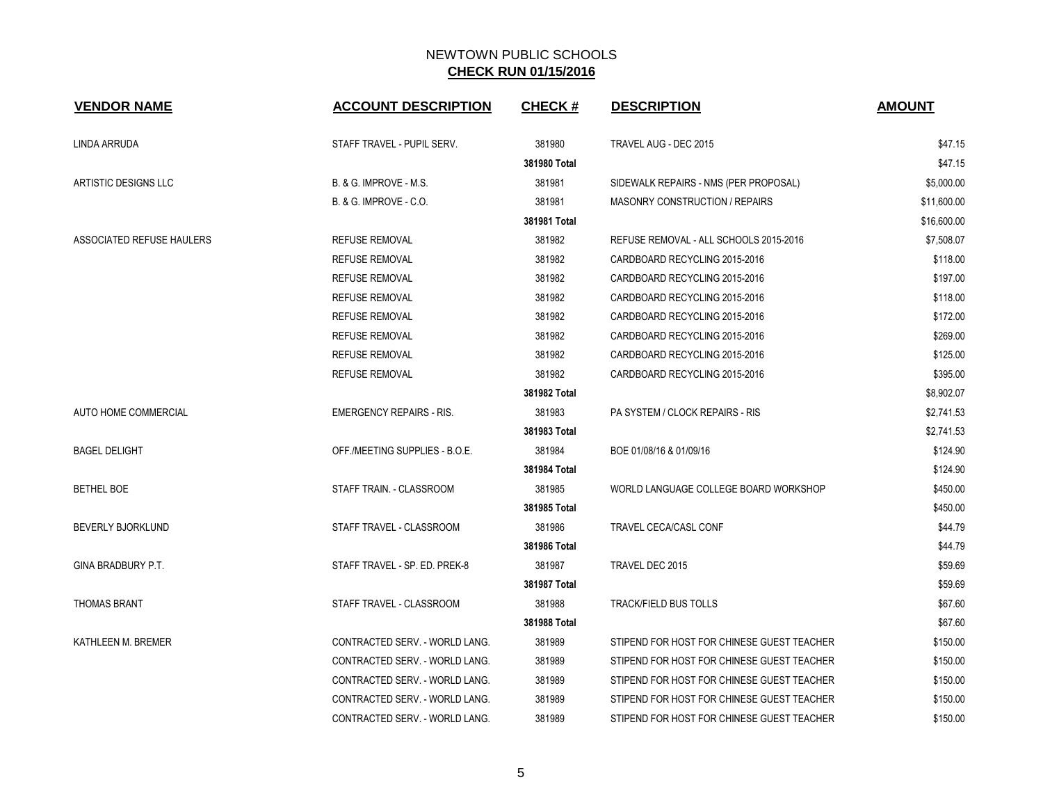# NEWTOWN PUBLIC SCHOOLS

## CHECK RUN 01/15/2016

| VENDOR NAME | ACCOUNT DESCRIPTION | CHECK # | DESCRIPTION | AMOUNT |
|---|---|---|---|---|
| LINDA ARRUDA | STAFF TRAVEL - PUPIL SERV. | 381980 | TRAVEL AUG - DEC 2015 | $47.15 |
| | | 381980 Total | | $47.15 |
| ARTISTIC DESIGNS LLC | B. & G. IMPROVE - M.S. | 381981 | SIDEWALK REPAIRS - NMS (PER PROPOSAL) | $5,000.00 |
| | B. & G. IMPROVE - C.O. | 381981 | MASONRY CONSTRUCTION / REPAIRS | $11,600.00 |
| | | 381981 Total | | $16,600.00 |
| ASSOCIATED REFUSE HAULERS | REFUSE REMOVAL | 381982 | REFUSE REMOVAL - ALL SCHOOLS 2015-2016 | $7,508.07 |
| | REFUSE REMOVAL | 381982 | CARDBOARD RECYCLING 2015-2016 | $118.00 |
| | REFUSE REMOVAL | 381982 | CARDBOARD RECYCLING 2015-2016 | $197.00 |
| | REFUSE REMOVAL | 381982 | CARDBOARD RECYCLING 2015-2016 | $118.00 |
| | REFUSE REMOVAL | 381982 | CARDBOARD RECYCLING 2015-2016 | $172.00 |
| | REFUSE REMOVAL | 381982 | CARDBOARD RECYCLING 2015-2016 | $269.00 |
| | REFUSE REMOVAL | 381982 | CARDBOARD RECYCLING 2015-2016 | $125.00 |
| | REFUSE REMOVAL | 381982 | CARDBOARD RECYCLING 2015-2016 | $395.00 |
| | | 381982 Total | | $8,902.07 |
| AUTO HOME COMMERCIAL | EMERGENCY REPAIRS - RIS. | 381983 | PA SYSTEM / CLOCK REPAIRS - RIS | $2,741.53 |
| | | 381983 Total | | $2,741.53 |
| BAGEL DELIGHT | OFF./MEETING SUPPLIES - B.O.E. | 381984 | BOE 01/08/16 & 01/09/16 | $124.90 |
| | | 381984 Total | | $124.90 |
| BETHEL BOE | STAFF TRAIN. - CLASSROOM | 381985 | WORLD LANGUAGE COLLEGE BOARD WORKSHOP | $450.00 |
| | | 381985 Total | | $450.00 |
| BEVERLY BJORKLUND | STAFF TRAVEL - CLASSROOM | 381986 | TRAVEL CECA/CASL CONF | $44.79 |
| | | 381986 Total | | $44.79 |
| GINA BRADBURY P.T. | STAFF TRAVEL - SP. ED. PREK-8 | 381987 | TRAVEL DEC 2015 | $59.69 |
| | | 381987 Total | | $59.69 |
| THOMAS BRANT | STAFF TRAVEL - CLASSROOM | 381988 | TRACK/FIELD BUS TOLLS | $67.60 |
| | | 381988 Total | | $67.60 |
| KATHLEEN M. BREMER | CONTRACTED SERV. - WORLD LANG. | 381989 | STIPEND FOR HOST FOR CHINESE GUEST TEACHER | $150.00 |
| | CONTRACTED SERV. - WORLD LANG. | 381989 | STIPEND FOR HOST FOR CHINESE GUEST TEACHER | $150.00 |
| | CONTRACTED SERV. - WORLD LANG. | 381989 | STIPEND FOR HOST FOR CHINESE GUEST TEACHER | $150.00 |
| | CONTRACTED SERV. - WORLD LANG. | 381989 | STIPEND FOR HOST FOR CHINESE GUEST TEACHER | $150.00 |
| | CONTRACTED SERV. - WORLD LANG. | 381989 | STIPEND FOR HOST FOR CHINESE GUEST TEACHER | $150.00 |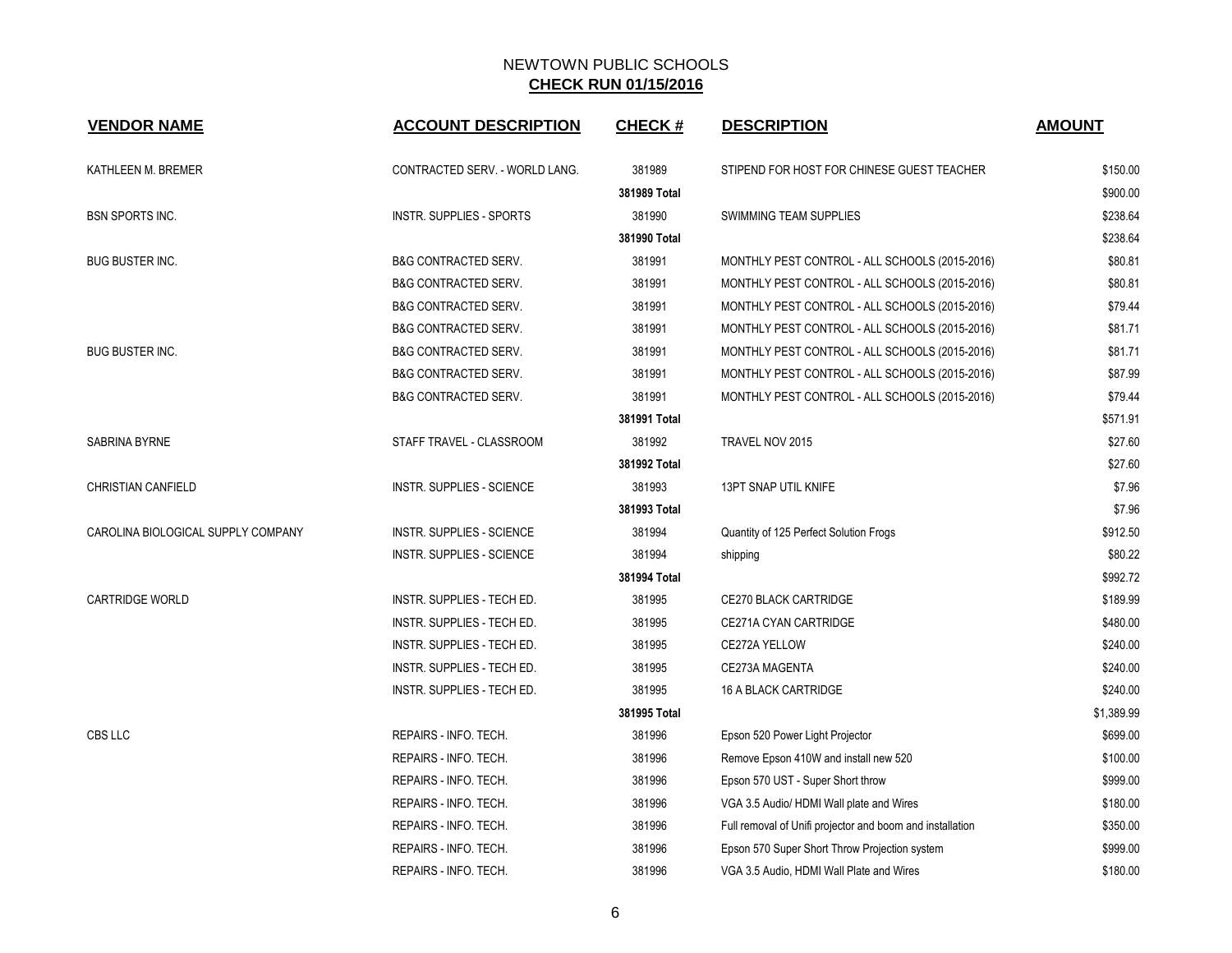NEWTOWN PUBLIC SCHOOLS
**CHECK RUN 01/15/2016**

| VENDOR NAME | ACCOUNT DESCRIPTION | CHECK # | DESCRIPTION | AMOUNT |
|---|---|---|---|---|
| KATHLEEN M. BREMER | CONTRACTED SERV. - WORLD LANG. | 381989 | STIPEND FOR HOST FOR CHINESE GUEST TEACHER | $150.00 |
| | | 381989 Total | | $900.00 |
| BSN SPORTS INC. | INSTR. SUPPLIES - SPORTS | 381990 | SWIMMING TEAM SUPPLIES | $238.64 |
| | | 381990 Total | | $238.64 |
| BUG BUSTER INC. | B&G CONTRACTED SERV. | 381991 | MONTHLY PEST CONTROL - ALL SCHOOLS (2015-2016) | $80.81 |
| | B&G CONTRACTED SERV. | 381991 | MONTHLY PEST CONTROL - ALL SCHOOLS (2015-2016) | $80.81 |
| | B&G CONTRACTED SERV. | 381991 | MONTHLY PEST CONTROL - ALL SCHOOLS (2015-2016) | $79.44 |
| | B&G CONTRACTED SERV. | 381991 | MONTHLY PEST CONTROL - ALL SCHOOLS (2015-2016) | $81.71 |
| BUG BUSTER INC. | B&G CONTRACTED SERV. | 381991 | MONTHLY PEST CONTROL - ALL SCHOOLS (2015-2016) | $81.71 |
| | B&G CONTRACTED SERV. | 381991 | MONTHLY PEST CONTROL - ALL SCHOOLS (2015-2016) | $87.99 |
| | B&G CONTRACTED SERV. | 381991 | MONTHLY PEST CONTROL - ALL SCHOOLS (2015-2016) | $79.44 |
| | | 381991 Total | | $571.91 |
| SABRINA BYRNE | STAFF TRAVEL - CLASSROOM | 381992 | TRAVEL NOV 2015 | $27.60 |
| | | 381992 Total | | $27.60 |
| CHRISTIAN CANFIELD | INSTR. SUPPLIES - SCIENCE | 381993 | 13PT SNAP UTIL KNIFE | $7.96 |
| | | 381993 Total | | $7.96 |
| CAROLINA BIOLOGICAL SUPPLY COMPANY | INSTR. SUPPLIES - SCIENCE | 381994 | Quantity of 125 Perfect Solution Frogs | $912.50 |
| | INSTR. SUPPLIES - SCIENCE | 381994 | shipping | $80.22 |
| | | 381994 Total | | $992.72 |
| CARTRIDGE WORLD | INSTR. SUPPLIES - TECH ED. | 381995 | CE270 BLACK CARTRIDGE | $189.99 |
| | INSTR. SUPPLIES - TECH ED. | 381995 | CE271A CYAN CARTRIDGE | $480.00 |
| | INSTR. SUPPLIES - TECH ED. | 381995 | CE272A YELLOW | $240.00 |
| | INSTR. SUPPLIES - TECH ED. | 381995 | CE273A MAGENTA | $240.00 |
| | INSTR. SUPPLIES - TECH ED. | 381995 | 16 A BLACK CARTRIDGE | $240.00 |
| | | 381995 Total | | $1,389.99 |
| CBS LLC | REPAIRS - INFO. TECH. | 381996 | Epson 520 Power Light Projector | $699.00 |
| | REPAIRS - INFO. TECH. | 381996 | Remove Epson 410W and install new 520 | $100.00 |
| | REPAIRS - INFO. TECH. | 381996 | Epson 570 UST - Super Short throw | $999.00 |
| | REPAIRS - INFO. TECH. | 381996 | VGA 3.5 Audio/ HDMI Wall plate and Wires | $180.00 |
| | REPAIRS - INFO. TECH. | 381996 | Full removal of Unifi projector and boom and installation | $350.00 |
| | REPAIRS - INFO. TECH. | 381996 | Epson 570 Super Short Throw Projection system | $999.00 |
| | REPAIRS - INFO. TECH. | 381996 | VGA 3.5 Audio, HDMI Wall Plate and Wires | $180.00 |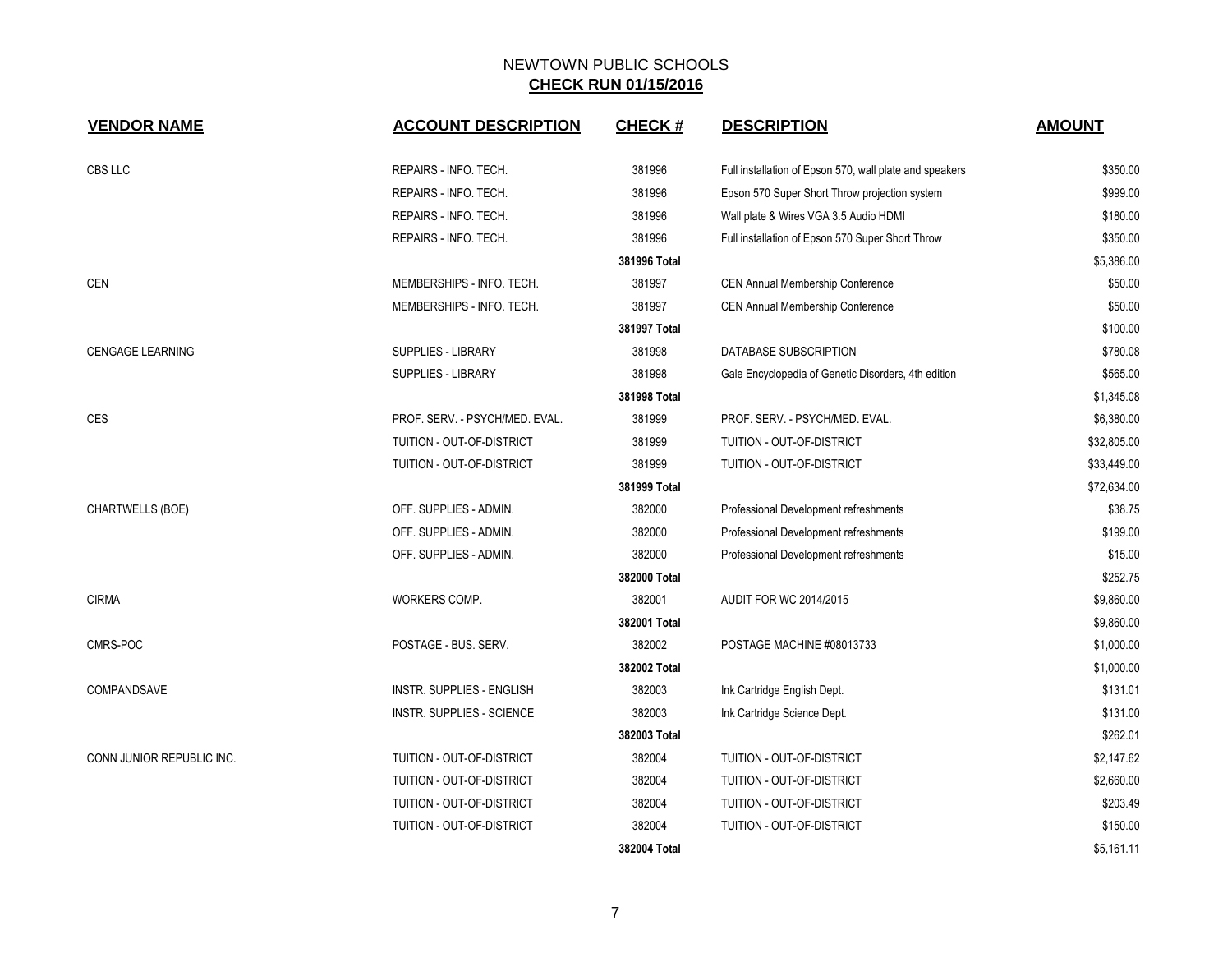# NEWTOWN PUBLIC SCHOOLS

## CHECK RUN 01/15/2016

| VENDOR NAME | ACCOUNT DESCRIPTION | CHECK # | DESCRIPTION | AMOUNT |
|---|---|---|---|---|
| CBS LLC | REPAIRS - INFO. TECH. | 381996 | Full installation of Epson 570, wall plate and speakers | $350.00 |
| | REPAIRS - INFO. TECH. | 381996 | Epson 570 Super Short Throw projection system | $999.00 |
| | REPAIRS - INFO. TECH. | 381996 | Wall plate & Wires VGA 3.5 Audio HDMI | $180.00 |
| | REPAIRS - INFO. TECH. | 381996 | Full installation of Epson 570 Super Short Throw | $350.00 |
| | | **381996 Total** | | $5,386.00 |
| CEN | MEMBERSHIPS - INFO. TECH. | 381997 | CEN Annual Membership Conference | $50.00 |
| | MEMBERSHIPS - INFO. TECH. | 381997 | CEN Annual Membership Conference | $50.00 |
| | | **381997 Total** | | $100.00 |
| CENGAGE LEARNING | SUPPLIES - LIBRARY | 381998 | DATABASE SUBSCRIPTION | $780.08 |
| | SUPPLIES - LIBRARY | 381998 | Gale Encyclopedia of Genetic Disorders, 4th edition | $565.00 |
| | | **381998 Total** | | $1,345.08 |
| CES | PROF. SERV. - PSYCH/MED. EVAL. | 381999 | PROF. SERV. - PSYCH/MED. EVAL. | $6,380.00 |
| | TUITION - OUT-OF-DISTRICT | 381999 | TUITION - OUT-OF-DISTRICT | $32,805.00 |
| | TUITION - OUT-OF-DISTRICT | 381999 | TUITION - OUT-OF-DISTRICT | $33,449.00 |
| | | **381999 Total** | | $72,634.00 |
| CHARTWELLS (BOE) | OFF. SUPPLIES - ADMIN. | 382000 | Professional Development refreshments | $38.75 |
| | OFF. SUPPLIES - ADMIN. | 382000 | Professional Development refreshments | $199.00 |
| | OFF. SUPPLIES - ADMIN. | 382000 | Professional Development refreshments | $15.00 |
| | | **382000 Total** | | $252.75 |
| CIRMA | WORKERS COMP. | 382001 | AUDIT FOR WC 2014/2015 | $9,860.00 |
| | | **382001 Total** | | $9,860.00 |
| CMRS-POC | POSTAGE - BUS. SERV. | 382002 | POSTAGE MACHINE #08013733 | $1,000.00 |
| | | **382002 Total** | | $1,000.00 |
| COMPANDSAVE | INSTR. SUPPLIES - ENGLISH | 382003 | Ink Cartridge English Dept. | $131.01 |
| | INSTR. SUPPLIES - SCIENCE | 382003 | Ink Cartridge Science Dept. | $131.00 |
| | | **382003 Total** | | $262.01 |
| CONN JUNIOR REPUBLIC INC. | TUITION - OUT-OF-DISTRICT | 382004 | TUITION - OUT-OF-DISTRICT | $2,147.62 |
| | TUITION - OUT-OF-DISTRICT | 382004 | TUITION - OUT-OF-DISTRICT | $2,660.00 |
| | TUITION - OUT-OF-DISTRICT | 382004 | TUITION - OUT-OF-DISTRICT | $203.49 |
| | TUITION - OUT-OF-DISTRICT | 382004 | TUITION - OUT-OF-DISTRICT | $150.00 |
| | | **382004 Total** | | $5,161.11 |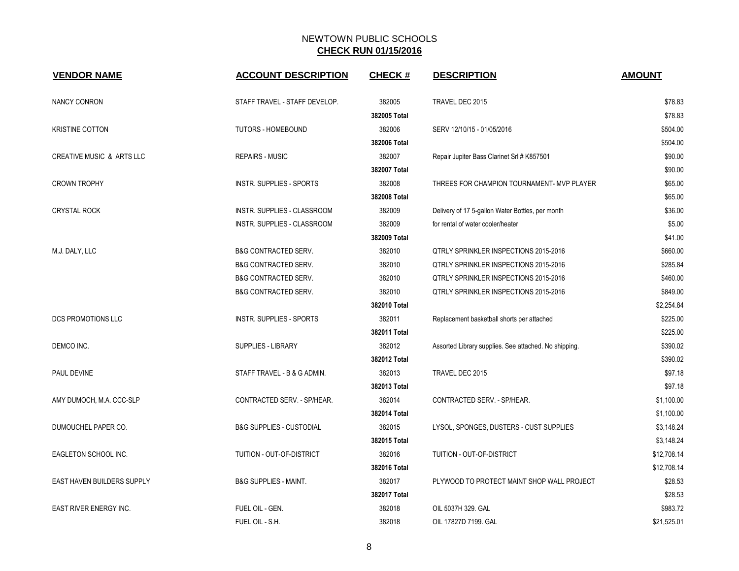NEWTOWN PUBLIC SCHOOLS
**CHECK RUN 01/15/2016**

| VENDOR NAME | ACCOUNT DESCRIPTION | CHECK # | DESCRIPTION | AMOUNT |
|---|---|---|---|---|
| NANCY CONRON | STAFF TRAVEL - STAFF DEVELOP. | 382005 | TRAVEL DEC 2015 | $78.83 |
| | | **382005 Total** | | $78.83 |
| KRISTINE COTTON | TUTORS - HOMEBOUND | 382006 | SERV 12/10/15 - 01/05/2016 | $504.00 |
| | | **382006 Total** | | $504.00 |
| CREATIVE MUSIC & ARTS LLC | REPAIRS - MUSIC | 382007 | Repair Jupiter Bass Clarinet Srl # K857501 | $90.00 |
| | | **382007 Total** | | $90.00 |
| CROWN TROPHY | INSTR. SUPPLIES - SPORTS | 382008 | THREES FOR CHAMPION TOURNAMENT- MVP PLAYER | $65.00 |
| | | **382008 Total** | | $65.00 |
| CRYSTAL ROCK | INSTR. SUPPLIES - CLASSROOM | 382009 | Delivery of 17 5-gallon Water Bottles, per month | $36.00 |
| | INSTR. SUPPLIES - CLASSROOM | 382009 | for rental of water cooler/heater | $5.00 |
| | | **382009 Total** | | $41.00 |
| M.J. DALY, LLC | B&G CONTRACTED SERV. | 382010 | QTRLY SPRINKLER INSPECTIONS 2015-2016 | $660.00 |
| | B&G CONTRACTED SERV. | 382010 | QTRLY SPRINKLER INSPECTIONS 2015-2016 | $285.84 |
| | B&G CONTRACTED SERV. | 382010 | QTRLY SPRINKLER INSPECTIONS 2015-2016 | $460.00 |
| | B&G CONTRACTED SERV. | 382010 | QTRLY SPRINKLER INSPECTIONS 2015-2016 | $849.00 |
| | | **382010 Total** | | $2,254.84 |
| DCS PROMOTIONS LLC | INSTR. SUPPLIES - SPORTS | 382011 | Replacement basketball shorts per attached | $225.00 |
| | | **382011 Total** | | $225.00 |
| DEMCO INC. | SUPPLIES - LIBRARY | 382012 | Assorted Library supplies. See attached. No shipping. | $390.02 |
| | | **382012 Total** | | $390.02 |
| PAUL DEVINE | STAFF TRAVEL - B & G ADMIN. | 382013 | TRAVEL DEC 2015 | $97.18 |
| | | **382013 Total** | | $97.18 |
| AMY DUMOCH, M.A. CCC-SLP | CONTRACTED SERV. - SP/HEAR. | 382014 | CONTRACTED SERV. - SP/HEAR. | $1,100.00 |
| | | **382014 Total** | | $1,100.00 |
| DUMOUCHEL PAPER CO. | B&G SUPPLIES - CUSTODIAL | 382015 | LYSOL, SPONGES, DUSTERS - CUST SUPPLIES | $3,148.24 |
| | | **382015 Total** | | $3,148.24 |
| EAGLETON SCHOOL INC. | TUITION - OUT-OF-DISTRICT | 382016 | TUITION - OUT-OF-DISTRICT | $12,708.14 |
| | | **382016 Total** | | $12,708.14 |
| EAST HAVEN BUILDERS SUPPLY | B&G SUPPLIES - MAINT. | 382017 | PLYWOOD TO PROTECT MAINT SHOP WALL PROJECT | $28.53 |
| | | **382017 Total** | | $28.53 |
| EAST RIVER ENERGY INC. | FUEL OIL - GEN. | 382018 | OIL 5037H 329. GAL | $983.72 |
| | FUEL OIL - S.H. | 382018 | OIL 17827D 7199. GAL | $21,525.01 |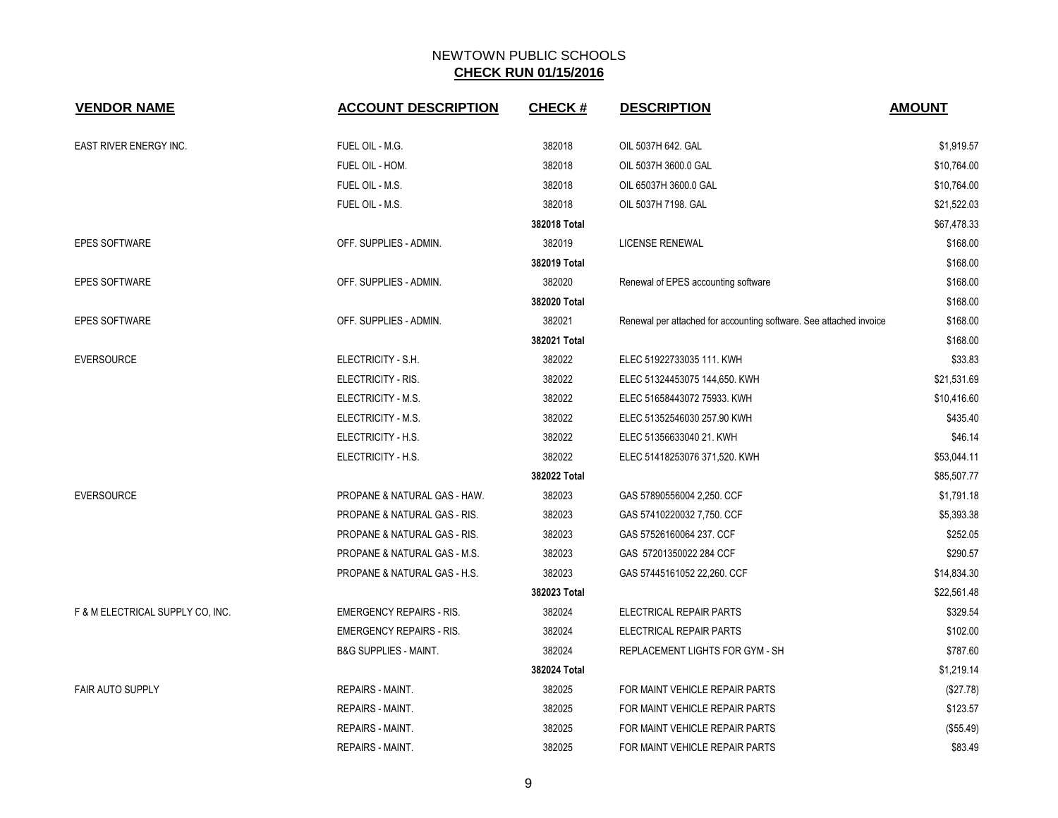# NEWTOWN PUBLIC SCHOOLS

## CHECK RUN 01/15/2016

| VENDOR NAME | ACCOUNT DESCRIPTION | CHECK # | DESCRIPTION | AMOUNT |
|---|---|---|---|---|
| EAST RIVER ENERGY INC. | FUEL OIL - M.G. | 382018 | OIL 5037H 642. GAL | $1,919.57 |
| | FUEL OIL - HOM. | 382018 | OIL 5037H 3600.0 GAL | $10,764.00 |
| | FUEL OIL - M.S. | 382018 | OIL 65037H 3600.0 GAL | $10,764.00 |
| | FUEL OIL - M.S. | 382018 | OIL 5037H 7198. GAL | $21,522.03 |
| | | **382018 Total** | | $67,478.33 |
| EPES SOFTWARE | OFF. SUPPLIES - ADMIN. | 382019 | LICENSE RENEWAL | $168.00 |
| | | **382019 Total** | | $168.00 |
| EPES SOFTWARE | OFF. SUPPLIES - ADMIN. | 382020 | Renewal of EPES accounting software | $168.00 |
| | | **382020 Total** | | $168.00 |
| EPES SOFTWARE | OFF. SUPPLIES - ADMIN. | 382021 | Renewal per attached for accounting software. See attached invoice | $168.00 |
| | | **382021 Total** | | $168.00 |
| EVERSOURCE | ELECTRICITY - S.H. | 382022 | ELEC 51922733035 111. KWH | $33.83 |
| | ELECTRICITY - RIS. | 382022 | ELEC 51324453075 144,650. KWH | $21,531.69 |
| | ELECTRICITY - M.S. | 382022 | ELEC 51658443072 75933. KWH | $10,416.60 |
| | ELECTRICITY - M.S. | 382022 | ELEC 51352546030 257.90 KWH | $435.40 |
| | ELECTRICITY - H.S. | 382022 | ELEC 51356633040 21. KWH | $46.14 |
| | ELECTRICITY - H.S. | 382022 | ELEC 51418253076 371,520. KWH | $53,044.11 |
| | | **382022 Total** | | $85,507.77 |
| EVERSOURCE | PROPANE & NATURAL GAS - HAW. | 382023 | GAS 57890556004 2,250. CCF | $1,791.18 |
| | PROPANE & NATURAL GAS - RIS. | 382023 | GAS 57410220032 7,750. CCF | $5,393.38 |
| | PROPANE & NATURAL GAS - RIS. | 382023 | GAS 57526160064 237. CCF | $252.05 |
| | PROPANE & NATURAL GAS - M.S. | 382023 | GAS 57201350022 284 CCF | $290.57 |
| | PROPANE & NATURAL GAS - H.S. | 382023 | GAS 57445161052 22,260. CCF | $14,834.30 |
| | | **382023 Total** | | $22,561.48 |
| F & M ELECTRICAL SUPPLY CO, INC. | EMERGENCY REPAIRS - RIS. | 382024 | ELECTRICAL REPAIR PARTS | $329.54 |
| | EMERGENCY REPAIRS - RIS. | 382024 | ELECTRICAL REPAIR PARTS | $102.00 |
| | B&G SUPPLIES - MAINT. | 382024 | REPLACEMENT LIGHTS FOR GYM - SH | $787.60 |
| | | **382024 Total** | | $1,219.14 |
| FAIR AUTO SUPPLY | REPAIRS - MAINT. | 382025 | FOR MAINT VEHICLE REPAIR PARTS | ($27.78) |
| | REPAIRS - MAINT. | 382025 | FOR MAINT VEHICLE REPAIR PARTS | $123.57 |
| | REPAIRS - MAINT. | 382025 | FOR MAINT VEHICLE REPAIR PARTS | ($55.49) |
| | REPAIRS - MAINT. | 382025 | FOR MAINT VEHICLE REPAIR PARTS | $83.49 |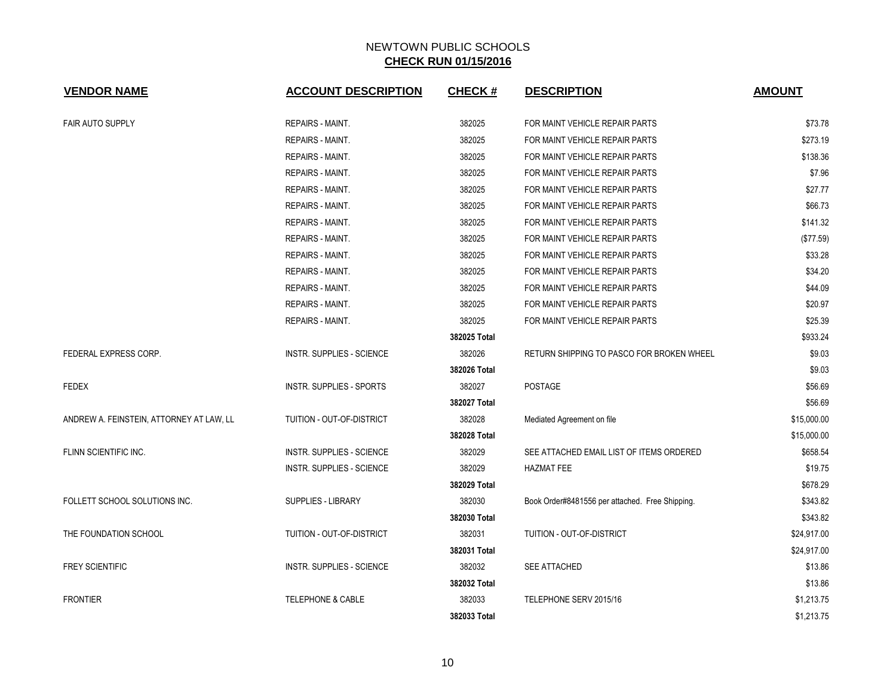# NEWTOWN PUBLIC SCHOOLS

## CHECK RUN 01/15/2016

| VENDOR NAME | ACCOUNT DESCRIPTION | CHECK # | DESCRIPTION | AMOUNT |
|---|---|---|---|---|
| FAIR AUTO SUPPLY | REPAIRS - MAINT. | 382025 | FOR MAINT VEHICLE REPAIR PARTS | $73.78 |
| | REPAIRS - MAINT. | 382025 | FOR MAINT VEHICLE REPAIR PARTS | $273.19 |
| | REPAIRS - MAINT. | 382025 | FOR MAINT VEHICLE REPAIR PARTS | $138.36 |
| | REPAIRS - MAINT. | 382025 | FOR MAINT VEHICLE REPAIR PARTS | $7.96 |
| | REPAIRS - MAINT. | 382025 | FOR MAINT VEHICLE REPAIR PARTS | $27.77 |
| | REPAIRS - MAINT. | 382025 | FOR MAINT VEHICLE REPAIR PARTS | $66.73 |
| | REPAIRS - MAINT. | 382025 | FOR MAINT VEHICLE REPAIR PARTS | $141.32 |
| | REPAIRS - MAINT. | 382025 | FOR MAINT VEHICLE REPAIR PARTS | ($77.59) |
| | REPAIRS - MAINT. | 382025 | FOR MAINT VEHICLE REPAIR PARTS | $33.28 |
| | REPAIRS - MAINT. | 382025 | FOR MAINT VEHICLE REPAIR PARTS | $34.20 |
| | REPAIRS - MAINT. | 382025 | FOR MAINT VEHICLE REPAIR PARTS | $44.09 |
| | REPAIRS - MAINT. | 382025 | FOR MAINT VEHICLE REPAIR PARTS | $20.97 |
| | REPAIRS - MAINT. | 382025 | FOR MAINT VEHICLE REPAIR PARTS | $25.39 |
| | | **382025 Total** | | $933.24 |
| FEDERAL EXPRESS CORP. | INSTR. SUPPLIES - SCIENCE | 382026 | RETURN SHIPPING TO PASCO FOR BROKEN WHEEL | $9.03 |
| | | **382026 Total** | | $9.03 |
| FEDEX | INSTR. SUPPLIES - SPORTS | 382027 | POSTAGE | $56.69 |
| | | **382027 Total** | | $56.69 |
| ANDREW A. FEINSTEIN, ATTORNEY AT LAW, LL | TUITION - OUT-OF-DISTRICT | 382028 | Mediated Agreement on file | $15,000.00 |
| | | **382028 Total** | | $15,000.00 |
| FLINN SCIENTIFIC INC. | INSTR. SUPPLIES - SCIENCE | 382029 | SEE ATTACHED EMAIL LIST OF ITEMS ORDERED | $658.54 |
| | INSTR. SUPPLIES - SCIENCE | 382029 | HAZMAT FEE | $19.75 |
| | | **382029 Total** | | $678.29 |
| FOLLETT SCHOOL SOLUTIONS INC. | SUPPLIES - LIBRARY | 382030 | Book Order#8481556 per attached. Free Shipping. | $343.82 |
| | | **382030 Total** | | $343.82 |
| THE FOUNDATION SCHOOL | TUITION - OUT-OF-DISTRICT | 382031 | TUITION - OUT-OF-DISTRICT | $24,917.00 |
| | | **382031 Total** | | $24,917.00 |
| FREY SCIENTIFIC | INSTR. SUPPLIES - SCIENCE | 382032 | SEE ATTACHED | $13.86 |
| | | **382032 Total** | | $13.86 |
| FRONTIER | TELEPHONE & CABLE | 382033 | TELEPHONE SERV 2015/16 | $1,213.75 |
| | | **382033 Total** | | $1,213.75 |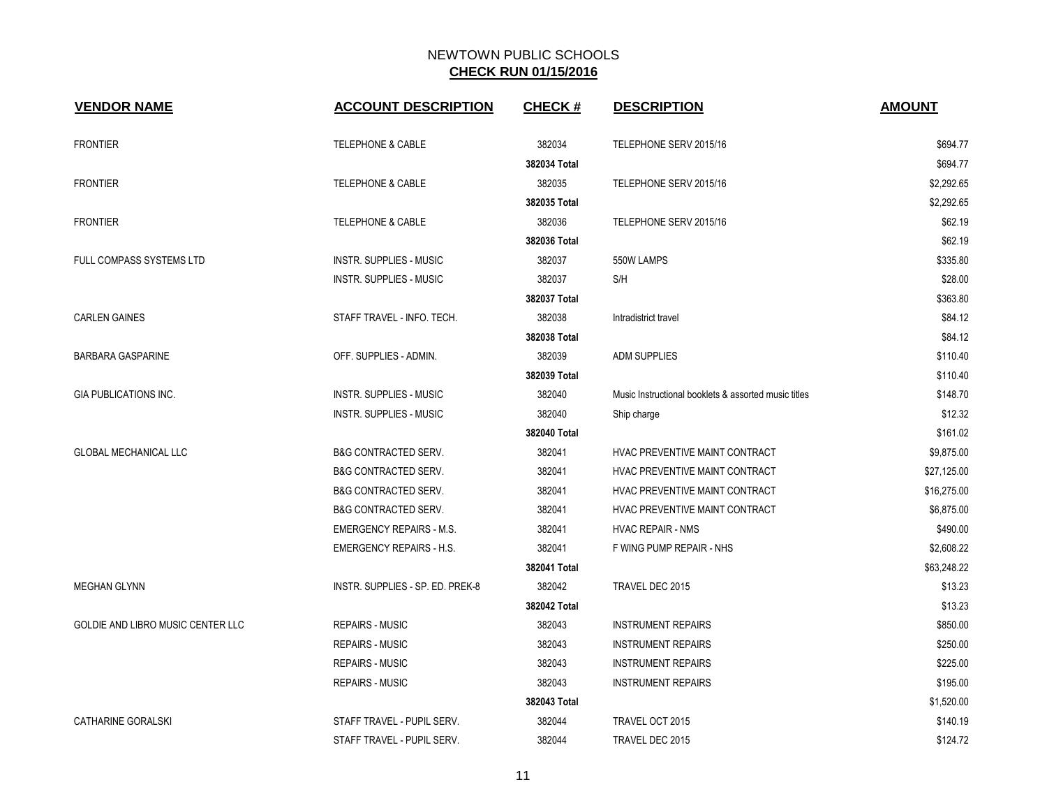NEWTOWN PUBLIC SCHOOLS

**CHECK RUN 01/15/2016**

| VENDOR NAME | ACCOUNT DESCRIPTION | CHECK # | DESCRIPTION | AMOUNT |
|---|---|---|---|---|
| FRONTIER | TELEPHONE & CABLE | 382034 | TELEPHONE SERV 2015/16 | $694.77 |
| | | **382034 Total** | | $694.77 |
| FRONTIER | TELEPHONE & CABLE | 382035 | TELEPHONE SERV 2015/16 | $2,292.65 |
| | | **382035 Total** | | $2,292.65 |
| FRONTIER | TELEPHONE & CABLE | 382036 | TELEPHONE SERV 2015/16 | $62.19 |
| | | **382036 Total** | | $62.19 |
| FULL COMPASS SYSTEMS LTD | INSTR. SUPPLIES - MUSIC | 382037 | 550W LAMPS | $335.80 |
| | INSTR. SUPPLIES - MUSIC | 382037 | S/H | $28.00 |
| | | **382037 Total** | | $363.80 |
| CARLEN GAINES | STAFF TRAVEL - INFO. TECH. | 382038 | Intradistrict travel | $84.12 |
| | | **382038 Total** | | $84.12 |
| BARBARA GASPARINE | OFF. SUPPLIES - ADMIN. | 382039 | ADM SUPPLIES | $110.40 |
| | | **382039 Total** | | $110.40 |
| GIA PUBLICATIONS INC. | INSTR. SUPPLIES - MUSIC | 382040 | Music Instructional booklets & assorted music titles | $148.70 |
| | INSTR. SUPPLIES - MUSIC | 382040 | Ship charge | $12.32 |
| | | **382040 Total** | | $161.02 |
| GLOBAL MECHANICAL LLC | B&G CONTRACTED SERV. | 382041 | HVAC PREVENTIVE MAINT CONTRACT | $9,875.00 |
| | B&G CONTRACTED SERV. | 382041 | HVAC PREVENTIVE MAINT CONTRACT | $27,125.00 |
| | B&G CONTRACTED SERV. | 382041 | HVAC PREVENTIVE MAINT CONTRACT | $16,275.00 |
| | B&G CONTRACTED SERV. | 382041 | HVAC PREVENTIVE MAINT CONTRACT | $6,875.00 |
| | EMERGENCY REPAIRS - M.S. | 382041 | HVAC REPAIR - NMS | $490.00 |
| | EMERGENCY REPAIRS - H.S. | 382041 | F WING PUMP REPAIR - NHS | $2,608.22 |
| | | **382041 Total** | | $63,248.22 |
| MEGHAN GLYNN | INSTR. SUPPLIES - SP. ED. PREK-8 | 382042 | TRAVEL DEC 2015 | $13.23 |
| | | **382042 Total** | | $13.23 |
| GOLDIE AND LIBRO MUSIC CENTER LLC | REPAIRS - MUSIC | 382043 | INSTRUMENT REPAIRS | $850.00 |
| | REPAIRS - MUSIC | 382043 | INSTRUMENT REPAIRS | $250.00 |
| | REPAIRS - MUSIC | 382043 | INSTRUMENT REPAIRS | $225.00 |
| | REPAIRS - MUSIC | 382043 | INSTRUMENT REPAIRS | $195.00 |
| | | **382043 Total** | | $1,520.00 |
| CATHARINE GORALSKI | STAFF TRAVEL - PUPIL SERV. | 382044 | TRAVEL OCT 2015 | $140.19 |
| | STAFF TRAVEL - PUPIL SERV. | 382044 | TRAVEL DEC 2015 | $124.72 |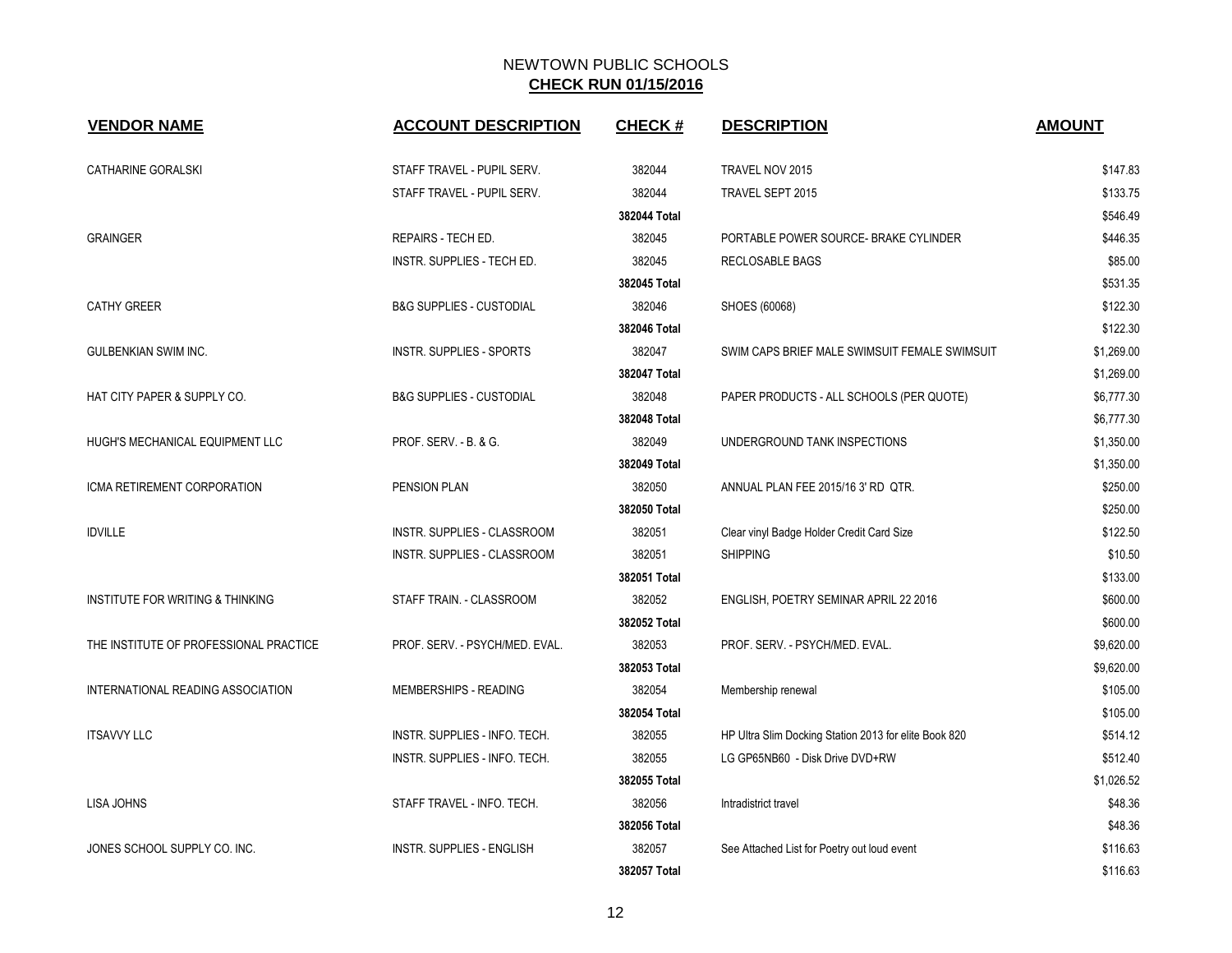# NEWTOWN PUBLIC SCHOOLS

## CHECK RUN 01/15/2016

| VENDOR NAME | ACCOUNT DESCRIPTION | CHECK # | DESCRIPTION | AMOUNT |
|---|---|---|---|---|
| CATHARINE GORALSKI | STAFF TRAVEL - PUPIL SERV. | 382044 | TRAVEL NOV 2015 | $147.83 |
| | STAFF TRAVEL - PUPIL SERV. | 382044 | TRAVEL SEPT 2015 | $133.75 |
| | | **382044 Total** | | $546.49 |
| GRAINGER | REPAIRS - TECH ED. | 382045 | PORTABLE POWER SOURCE- BRAKE CYLINDER | $446.35 |
| | INSTR. SUPPLIES - TECH ED. | 382045 | RECLOSABLE BAGS | $85.00 |
| | | **382045 Total** | | $531.35 |
| CATHY GREER | B&G SUPPLIES - CUSTODIAL | 382046 | SHOES (60068) | $122.30 |
| | | **382046 Total** | | $122.30 |
| GULBENKIAN SWIM INC. | INSTR. SUPPLIES - SPORTS | 382047 | SWIM CAPS BRIEF MALE SWIMSUIT FEMALE SWIMSUIT | $1,269.00 |
| | | **382047 Total** | | $1,269.00 |
| HAT CITY PAPER & SUPPLY CO. | B&G SUPPLIES - CUSTODIAL | 382048 | PAPER PRODUCTS - ALL SCHOOLS (PER QUOTE) | $6,777.30 |
| | | **382048 Total** | | $6,777.30 |
| HUGH'S MECHANICAL EQUIPMENT LLC | PROF. SERV. - B. & G. | 382049 | UNDERGROUND TANK INSPECTIONS | $1,350.00 |
| | | **382049 Total** | | $1,350.00 |
| ICMA RETIREMENT CORPORATION | PENSION PLAN | 382050 | ANNUAL PLAN FEE 2015/16 3' RD QTR. | $250.00 |
| | | **382050 Total** | | $250.00 |
| IDVILLE | INSTR. SUPPLIES - CLASSROOM | 382051 | Clear vinyl Badge Holder Credit Card Size | $122.50 |
| | INSTR. SUPPLIES - CLASSROOM | 382051 | SHIPPING | $10.50 |
| | | **382051 Total** | | $133.00 |
| INSTITUTE FOR WRITING & THINKING | STAFF TRAIN. - CLASSROOM | 382052 | ENGLISH, POETRY SEMINAR APRIL 22 2016 | $600.00 |
| | | **382052 Total** | | $600.00 |
| THE INSTITUTE OF PROFESSIONAL PRACTICE | PROF. SERV. - PSYCH/MED. EVAL. | 382053 | PROF. SERV. - PSYCH/MED. EVAL. | $9,620.00 |
| | | **382053 Total** | | $9,620.00 |
| INTERNATIONAL READING ASSOCIATION | MEMBERSHIPS - READING | 382054 | Membership renewal | $105.00 |
| | | **382054 Total** | | $105.00 |
| ITSAVVY LLC | INSTR. SUPPLIES - INFO. TECH. | 382055 | HP Ultra Slim Docking Station 2013 for elite Book 820 | $514.12 |
| | INSTR. SUPPLIES - INFO. TECH. | 382055 | LG GP65NB60 - Disk Drive DVD+RW | $512.40 |
| | | **382055 Total** | | $1,026.52 |
| LISA JOHNS | STAFF TRAVEL - INFO. TECH. | 382056 | Intradistrict travel | $48.36 |
| | | **382056 Total** | | $48.36 |
| JONES SCHOOL SUPPLY CO. INC. | INSTR. SUPPLIES - ENGLISH | 382057 | See Attached List for Poetry out loud event | $116.63 |
| | | **382057 Total** | | $116.63 |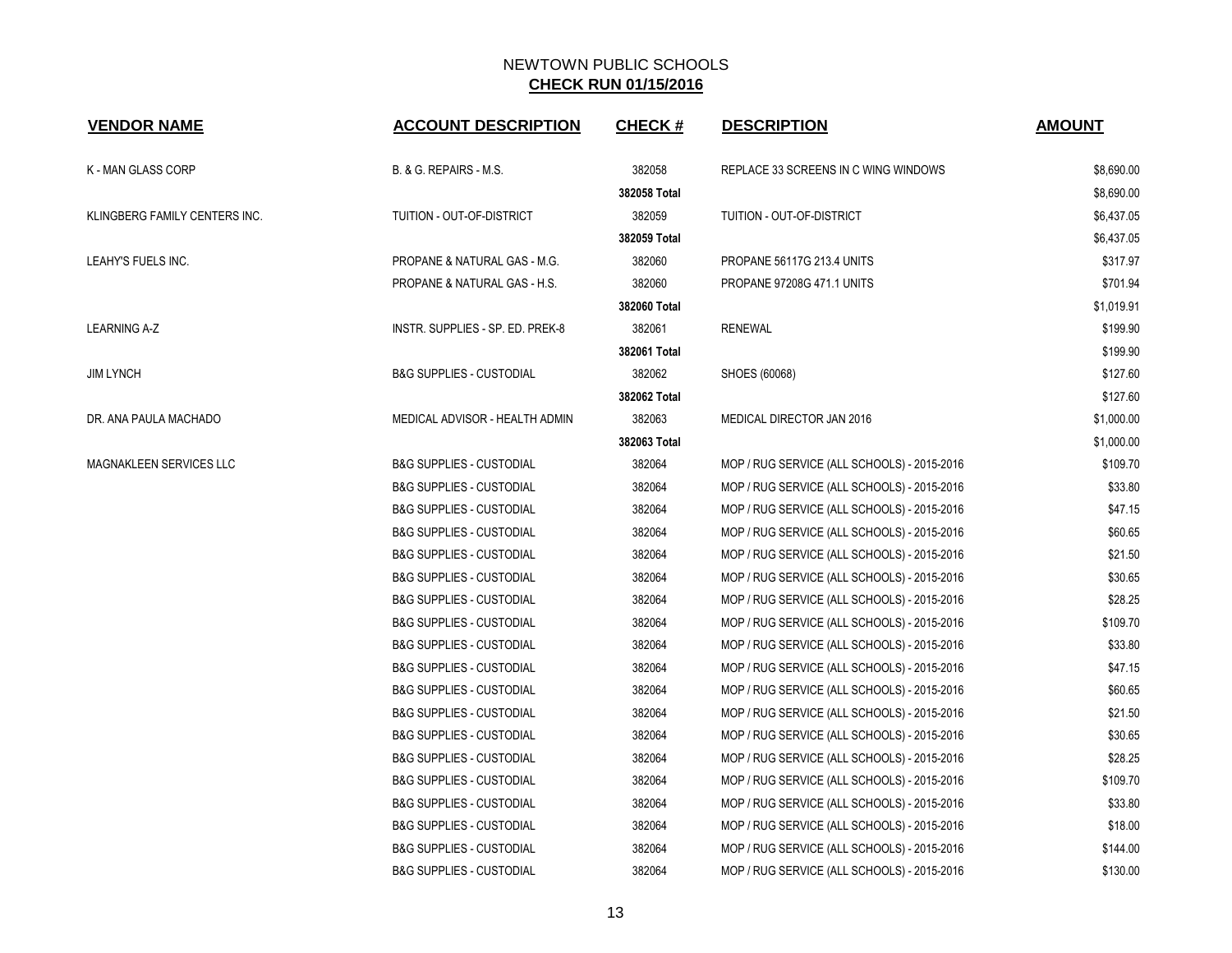NEWTOWN PUBLIC SCHOOLS

**CHECK RUN 01/15/2016**

| VENDOR NAME | ACCOUNT DESCRIPTION | CHECK # | DESCRIPTION | AMOUNT |
|---|---|---|---|---|
| K - MAN GLASS CORP | B. & G. REPAIRS - M.S. | 382058 | REPLACE 33 SCREENS IN C WING WINDOWS | $8,690.00 |
| | | **382058 Total** | | $8,690.00 |
| KLINGBERG FAMILY CENTERS INC. | TUITION - OUT-OF-DISTRICT | 382059 | TUITION - OUT-OF-DISTRICT | $6,437.05 |
| | | **382059 Total** | | $6,437.05 |
| LEAHY'S FUELS INC. | PROPANE & NATURAL GAS - M.G. | 382060 | PROPANE 56117G 213.4 UNITS | $317.97 |
| | PROPANE & NATURAL GAS - H.S. | 382060 | PROPANE 97208G 471.1 UNITS | $701.94 |
| | | **382060 Total** | | $1,019.91 |
| LEARNING A-Z | INSTR. SUPPLIES - SP. ED. PREK-8 | 382061 | RENEWAL | $199.90 |
| | | **382061 Total** | | $199.90 |
| JIM LYNCH | B&G SUPPLIES - CUSTODIAL | 382062 | SHOES (60068) | $127.60 |
| | | **382062 Total** | | $127.60 |
| DR. ANA PAULA MACHADO | MEDICAL ADVISOR - HEALTH ADMIN | 382063 | MEDICAL DIRECTOR JAN 2016 | $1,000.00 |
| | | **382063 Total** | | $1,000.00 |
| MAGNAKLEEN SERVICES LLC | B&G SUPPLIES - CUSTODIAL | 382064 | MOP / RUG SERVICE (ALL SCHOOLS) - 2015-2016 | $109.70 |
| | B&G SUPPLIES - CUSTODIAL | 382064 | MOP / RUG SERVICE (ALL SCHOOLS) - 2015-2016 | $33.80 |
| | B&G SUPPLIES - CUSTODIAL | 382064 | MOP / RUG SERVICE (ALL SCHOOLS) - 2015-2016 | $47.15 |
| | B&G SUPPLIES - CUSTODIAL | 382064 | MOP / RUG SERVICE (ALL SCHOOLS) - 2015-2016 | $60.65 |
| | B&G SUPPLIES - CUSTODIAL | 382064 | MOP / RUG SERVICE (ALL SCHOOLS) - 2015-2016 | $21.50 |
| | B&G SUPPLIES - CUSTODIAL | 382064 | MOP / RUG SERVICE (ALL SCHOOLS) - 2015-2016 | $30.65 |
| | B&G SUPPLIES - CUSTODIAL | 382064 | MOP / RUG SERVICE (ALL SCHOOLS) - 2015-2016 | $28.25 |
| | B&G SUPPLIES - CUSTODIAL | 382064 | MOP / RUG SERVICE (ALL SCHOOLS) - 2015-2016 | $109.70 |
| | B&G SUPPLIES - CUSTODIAL | 382064 | MOP / RUG SERVICE (ALL SCHOOLS) - 2015-2016 | $33.80 |
| | B&G SUPPLIES - CUSTODIAL | 382064 | MOP / RUG SERVICE (ALL SCHOOLS) - 2015-2016 | $47.15 |
| | B&G SUPPLIES - CUSTODIAL | 382064 | MOP / RUG SERVICE (ALL SCHOOLS) - 2015-2016 | $60.65 |
| | B&G SUPPLIES - CUSTODIAL | 382064 | MOP / RUG SERVICE (ALL SCHOOLS) - 2015-2016 | $21.50 |
| | B&G SUPPLIES - CUSTODIAL | 382064 | MOP / RUG SERVICE (ALL SCHOOLS) - 2015-2016 | $30.65 |
| | B&G SUPPLIES - CUSTODIAL | 382064 | MOP / RUG SERVICE (ALL SCHOOLS) - 2015-2016 | $28.25 |
| | B&G SUPPLIES - CUSTODIAL | 382064 | MOP / RUG SERVICE (ALL SCHOOLS) - 2015-2016 | $109.70 |
| | B&G SUPPLIES - CUSTODIAL | 382064 | MOP / RUG SERVICE (ALL SCHOOLS) - 2015-2016 | $33.80 |
| | B&G SUPPLIES - CUSTODIAL | 382064 | MOP / RUG SERVICE (ALL SCHOOLS) - 2015-2016 | $18.00 |
| | B&G SUPPLIES - CUSTODIAL | 382064 | MOP / RUG SERVICE (ALL SCHOOLS) - 2015-2016 | $144.00 |
| | B&G SUPPLIES - CUSTODIAL | 382064 | MOP / RUG SERVICE (ALL SCHOOLS) - 2015-2016 | $130.00 |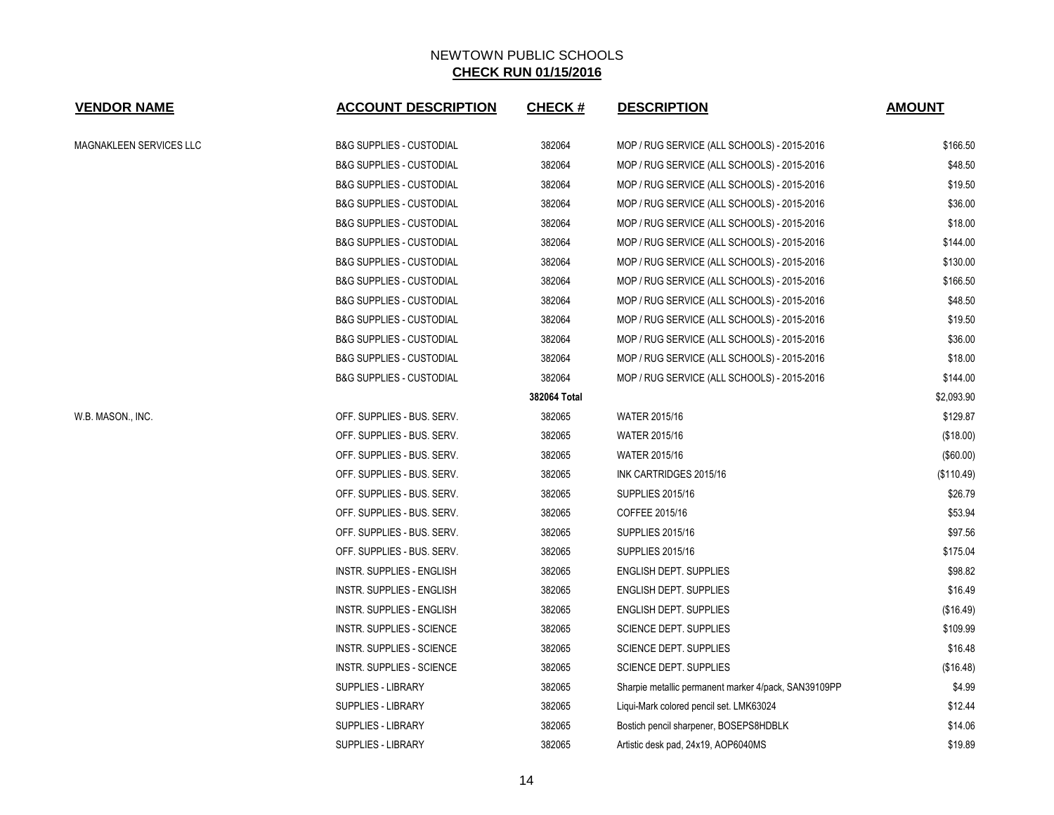NEWTOWN PUBLIC SCHOOLS

**CHECK RUN 01/15/2016**

| VENDOR NAME | ACCOUNT DESCRIPTION | CHECK # | DESCRIPTION | AMOUNT |
|---|---|---|---|---|
| MAGNAKLEEN SERVICES LLC | B&G SUPPLIES - CUSTODIAL | 382064 | MOP / RUG SERVICE (ALL SCHOOLS) - 2015-2016 | $166.50 |
| | B&G SUPPLIES - CUSTODIAL | 382064 | MOP / RUG SERVICE (ALL SCHOOLS) - 2015-2016 | $48.50 |
| | B&G SUPPLIES - CUSTODIAL | 382064 | MOP / RUG SERVICE (ALL SCHOOLS) - 2015-2016 | $19.50 |
| | B&G SUPPLIES - CUSTODIAL | 382064 | MOP / RUG SERVICE (ALL SCHOOLS) - 2015-2016 | $36.00 |
| | B&G SUPPLIES - CUSTODIAL | 382064 | MOP / RUG SERVICE (ALL SCHOOLS) - 2015-2016 | $18.00 |
| | B&G SUPPLIES - CUSTODIAL | 382064 | MOP / RUG SERVICE (ALL SCHOOLS) - 2015-2016 | $144.00 |
| | B&G SUPPLIES - CUSTODIAL | 382064 | MOP / RUG SERVICE (ALL SCHOOLS) - 2015-2016 | $130.00 |
| | B&G SUPPLIES - CUSTODIAL | 382064 | MOP / RUG SERVICE (ALL SCHOOLS) - 2015-2016 | $166.50 |
| | B&G SUPPLIES - CUSTODIAL | 382064 | MOP / RUG SERVICE (ALL SCHOOLS) - 2015-2016 | $48.50 |
| | B&G SUPPLIES - CUSTODIAL | 382064 | MOP / RUG SERVICE (ALL SCHOOLS) - 2015-2016 | $19.50 |
| | B&G SUPPLIES - CUSTODIAL | 382064 | MOP / RUG SERVICE (ALL SCHOOLS) - 2015-2016 | $36.00 |
| | B&G SUPPLIES - CUSTODIAL | 382064 | MOP / RUG SERVICE (ALL SCHOOLS) - 2015-2016 | $18.00 |
| | B&G SUPPLIES - CUSTODIAL | 382064 | MOP / RUG SERVICE (ALL SCHOOLS) - 2015-2016 | $144.00 |
| | | **382064 Total** | | $2,093.90 |
| W.B. MASON., INC. | OFF. SUPPLIES - BUS. SERV. | 382065 | WATER 2015/16 | $129.87 |
| | OFF. SUPPLIES - BUS. SERV. | 382065 | WATER 2015/16 | ($18.00) |
| | OFF. SUPPLIES - BUS. SERV. | 382065 | WATER 2015/16 | ($60.00) |
| | OFF. SUPPLIES - BUS. SERV. | 382065 | INK CARTRIDGES 2015/16 | ($110.49) |
| | OFF. SUPPLIES - BUS. SERV. | 382065 | SUPPLIES 2015/16 | $26.79 |
| | OFF. SUPPLIES - BUS. SERV. | 382065 | COFFEE 2015/16 | $53.94 |
| | OFF. SUPPLIES - BUS. SERV. | 382065 | SUPPLIES 2015/16 | $97.56 |
| | OFF. SUPPLIES - BUS. SERV. | 382065 | SUPPLIES 2015/16 | $175.04 |
| | INSTR. SUPPLIES - ENGLISH | 382065 | ENGLISH DEPT. SUPPLIES | $98.82 |
| | INSTR. SUPPLIES - ENGLISH | 382065 | ENGLISH DEPT. SUPPLIES | $16.49 |
| | INSTR. SUPPLIES - ENGLISH | 382065 | ENGLISH DEPT. SUPPLIES | ($16.49) |
| | INSTR. SUPPLIES - SCIENCE | 382065 | SCIENCE DEPT. SUPPLIES | $109.99 |
| | INSTR. SUPPLIES - SCIENCE | 382065 | SCIENCE DEPT. SUPPLIES | $16.48 |
| | INSTR. SUPPLIES - SCIENCE | 382065 | SCIENCE DEPT. SUPPLIES | ($16.48) |
| | SUPPLIES - LIBRARY | 382065 | Sharpie metallic permanent marker 4/pack, SAN39109PP | $4.99 |
| | SUPPLIES - LIBRARY | 382065 | Liqui-Mark colored pencil set. LMK63024 | $12.44 |
| | SUPPLIES - LIBRARY | 382065 | Bostich pencil sharpener, BOSEPS8HDBLK | $14.06 |
| | SUPPLIES - LIBRARY | 382065 | Artistic desk pad, 24x19, AOP6040MS | $19.89 |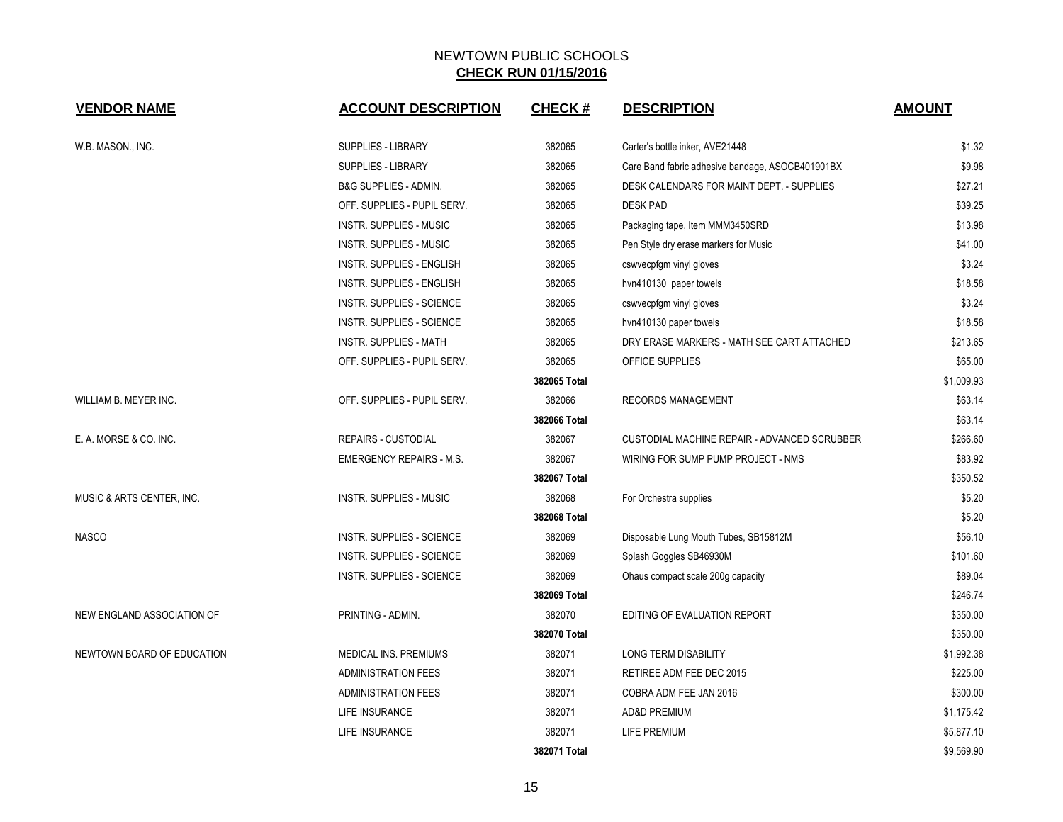# NEWTOWN PUBLIC SCHOOLS

## CHECK RUN 01/15/2016

| VENDOR NAME | ACCOUNT DESCRIPTION | CHECK # | DESCRIPTION | AMOUNT |
|---|---|---|---|---|
| W.B. MASON., INC. | SUPPLIES - LIBRARY | 382065 | Carter's bottle inker, AVE21448 | $1.32 |
| | SUPPLIES - LIBRARY | 382065 | Care Band fabric adhesive bandage, ASOCB401901BX | $9.98 |
| | B&G SUPPLIES - ADMIN. | 382065 | DESK CALENDARS FOR MAINT DEPT. - SUPPLIES | $27.21 |
| | OFF. SUPPLIES - PUPIL SERV. | 382065 | DESK PAD | $39.25 |
| | INSTR. SUPPLIES - MUSIC | 382065 | Packaging tape, Item MMM3450SRD | $13.98 |
| | INSTR. SUPPLIES - MUSIC | 382065 | Pen Style dry erase markers for Music | $41.00 |
| | INSTR. SUPPLIES - ENGLISH | 382065 | cswvecpfgm vinyl gloves | $3.24 |
| | INSTR. SUPPLIES - ENGLISH | 382065 | hvn410130 paper towels | $18.58 |
| | INSTR. SUPPLIES - SCIENCE | 382065 | cswvecpfgm vinyl gloves | $3.24 |
| | INSTR. SUPPLIES - SCIENCE | 382065 | hvn410130 paper towels | $18.58 |
| | INSTR. SUPPLIES - MATH | 382065 | DRY ERASE MARKERS - MATH SEE CART ATTACHED | $213.65 |
| | OFF. SUPPLIES - PUPIL SERV. | 382065 | OFFICE SUPPLIES | $65.00 |
| | | **382065 Total** | | $1,009.93 |
| WILLIAM B. MEYER INC. | OFF. SUPPLIES - PUPIL SERV. | 382066 | RECORDS MANAGEMENT | $63.14 |
| | | **382066 Total** | | $63.14 |
| E. A. MORSE & CO. INC. | REPAIRS - CUSTODIAL | 382067 | CUSTODIAL MACHINE REPAIR - ADVANCED SCRUBBER | $266.60 |
| | EMERGENCY REPAIRS - M.S. | 382067 | WIRING FOR SUMP PUMP PROJECT - NMS | $83.92 |
| | | **382067 Total** | | $350.52 |
| MUSIC & ARTS CENTER, INC. | INSTR. SUPPLIES - MUSIC | 382068 | For Orchestra supplies | $5.20 |
| | | **382068 Total** | | $5.20 |
| NASCO | INSTR. SUPPLIES - SCIENCE | 382069 | Disposable Lung Mouth Tubes, SB15812M | $56.10 |
| | INSTR. SUPPLIES - SCIENCE | 382069 | Splash Goggles SB46930M | $101.60 |
| | INSTR. SUPPLIES - SCIENCE | 382069 | Ohaus compact scale 200g capacity | $89.04 |
| | | **382069 Total** | | $246.74 |
| NEW ENGLAND ASSOCIATION OF | PRINTING - ADMIN. | 382070 | EDITING OF EVALUATION REPORT | $350.00 |
| | | **382070 Total** | | $350.00 |
| NEWTOWN BOARD OF EDUCATION | MEDICAL INS. PREMIUMS | 382071 | LONG TERM DISABILITY | $1,992.38 |
| | ADMINISTRATION FEES | 382071 | RETIREE ADM FEE DEC 2015 | $225.00 |
| | ADMINISTRATION FEES | 382071 | COBRA ADM FEE JAN 2016 | $300.00 |
| | LIFE INSURANCE | 382071 | AD&D PREMIUM | $1,175.42 |
| | LIFE INSURANCE | 382071 | LIFE PREMIUM | $5,877.10 |
| | | **382071 Total** | | $9,569.90 |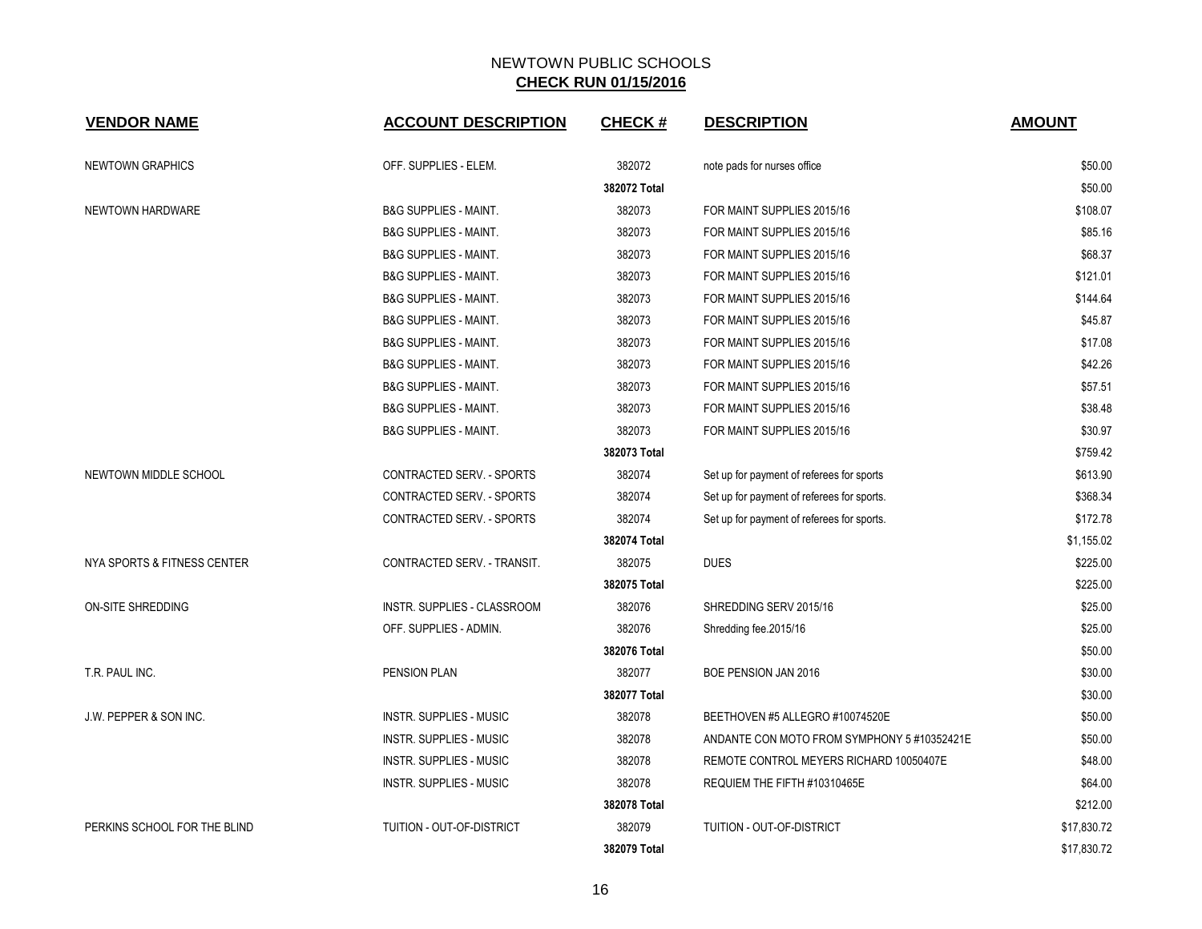NEWTOWN PUBLIC SCHOOLS
**CHECK RUN 01/15/2016**

| VENDOR NAME | ACCOUNT DESCRIPTION | CHECK # | DESCRIPTION | AMOUNT |
|---|---|---|---|---|
| NEWTOWN GRAPHICS | OFF. SUPPLIES - ELEM. | 382072 | note pads for nurses office | $50.00 |
| | | **382072 Total** | | $50.00 |
| NEWTOWN HARDWARE | B&G SUPPLIES - MAINT. | 382073 | FOR MAINT SUPPLIES 2015/16 | $108.07 |
| | B&G SUPPLIES - MAINT. | 382073 | FOR MAINT SUPPLIES 2015/16 | $85.16 |
| | B&G SUPPLIES - MAINT. | 382073 | FOR MAINT SUPPLIES 2015/16 | $68.37 |
| | B&G SUPPLIES - MAINT. | 382073 | FOR MAINT SUPPLIES 2015/16 | $121.01 |
| | B&G SUPPLIES - MAINT. | 382073 | FOR MAINT SUPPLIES 2015/16 | $144.64 |
| | B&G SUPPLIES - MAINT. | 382073 | FOR MAINT SUPPLIES 2015/16 | $45.87 |
| | B&G SUPPLIES - MAINT. | 382073 | FOR MAINT SUPPLIES 2015/16 | $17.08 |
| | B&G SUPPLIES - MAINT. | 382073 | FOR MAINT SUPPLIES 2015/16 | $42.26 |
| | B&G SUPPLIES - MAINT. | 382073 | FOR MAINT SUPPLIES 2015/16 | $57.51 |
| | B&G SUPPLIES - MAINT. | 382073 | FOR MAINT SUPPLIES 2015/16 | $38.48 |
| | B&G SUPPLIES - MAINT. | 382073 | FOR MAINT SUPPLIES 2015/16 | $30.97 |
| | | **382073 Total** | | $759.42 |
| NEWTOWN MIDDLE SCHOOL | CONTRACTED SERV. - SPORTS | 382074 | Set up for payment of referees for sports | $613.90 |
| | CONTRACTED SERV. - SPORTS | 382074 | Set up for payment of referees for sports. | $368.34 |
| | CONTRACTED SERV. - SPORTS | 382074 | Set up for payment of referees for sports. | $172.78 |
| | | **382074 Total** | | $1,155.02 |
| NYA SPORTS & FITNESS CENTER | CONTRACTED SERV. - TRANSIT. | 382075 | DUES | $225.00 |
| | | **382075 Total** | | $225.00 |
| ON-SITE SHREDDING | INSTR. SUPPLIES - CLASSROOM | 382076 | SHREDDING SERV 2015/16 | $25.00 |
| | OFF. SUPPLIES - ADMIN. | 382076 | Shredding fee.2015/16 | $25.00 |
| | | **382076 Total** | | $50.00 |
| T.R. PAUL INC. | PENSION PLAN | 382077 | BOE PENSION JAN 2016 | $30.00 |
| | | **382077 Total** | | $30.00 |
| J.W. PEPPER & SON INC. | INSTR. SUPPLIES - MUSIC | 382078 | BEETHOVEN #5 ALLEGRO #10074520E | $50.00 |
| | INSTR. SUPPLIES - MUSIC | 382078 | ANDANTE CON MOTO FROM SYMPHONY 5 #10352421E | $50.00 |
| | INSTR. SUPPLIES - MUSIC | 382078 | REMOTE CONTROL MEYERS RICHARD 10050407E | $48.00 |
| | INSTR. SUPPLIES - MUSIC | 382078 | REQUIEM THE FIFTH #10310465E | $64.00 |
| | | **382078 Total** | | $212.00 |
| PERKINS SCHOOL FOR THE BLIND | TUITION - OUT-OF-DISTRICT | 382079 | TUITION - OUT-OF-DISTRICT | $17,830.72 |
| | | **382079 Total** | | $17,830.72 |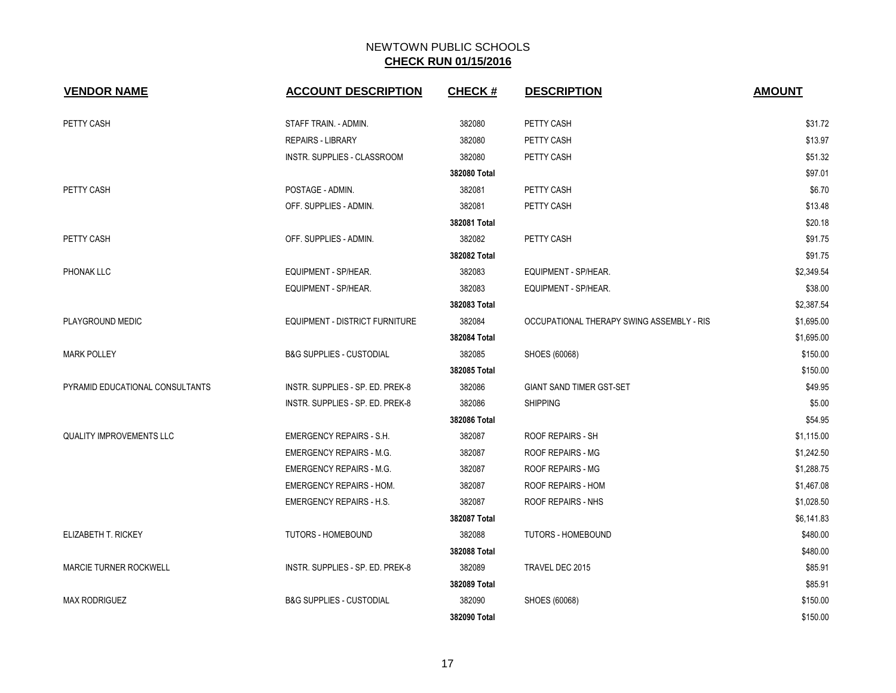# NEWTOWN PUBLIC SCHOOLS

## CHECK RUN 01/15/2016

| VENDOR NAME | ACCOUNT DESCRIPTION | CHECK # | DESCRIPTION | AMOUNT |
|---|---|---|---|---|
| PETTY CASH | STAFF TRAIN. - ADMIN. | 382080 | PETTY CASH | $31.72 |
| | REPAIRS - LIBRARY | 382080 | PETTY CASH | $13.97 |
| | INSTR. SUPPLIES - CLASSROOM | 382080 | PETTY CASH | $51.32 |
| | | **382080 Total** | | $97.01 |
| PETTY CASH | POSTAGE - ADMIN. | 382081 | PETTY CASH | $6.70 |
| | OFF. SUPPLIES - ADMIN. | 382081 | PETTY CASH | $13.48 |
| | | **382081 Total** | | $20.18 |
| PETTY CASH | OFF. SUPPLIES - ADMIN. | 382082 | PETTY CASH | $91.75 |
| | | **382082 Total** | | $91.75 |
| PHONAK LLC | EQUIPMENT - SP/HEAR. | 382083 | EQUIPMENT - SP/HEAR. | $2,349.54 |
| | EQUIPMENT - SP/HEAR. | 382083 | EQUIPMENT - SP/HEAR. | $38.00 |
| | | **382083 Total** | | $2,387.54 |
| PLAYGROUND MEDIC | EQUIPMENT - DISTRICT FURNITURE | 382084 | OCCUPATIONAL THERAPY SWING ASSEMBLY - RIS | $1,695.00 |
| | | **382084 Total** | | $1,695.00 |
| MARK POLLEY | B&G SUPPLIES - CUSTODIAL | 382085 | SHOES (60068) | $150.00 |
| | | **382085 Total** | | $150.00 |
| PYRAMID EDUCATIONAL CONSULTANTS | INSTR. SUPPLIES - SP. ED. PREK-8 | 382086 | GIANT SAND TIMER GST-SET | $49.95 |
| | INSTR. SUPPLIES - SP. ED. PREK-8 | 382086 | SHIPPING | $5.00 |
| | | **382086 Total** | | $54.95 |
| QUALITY IMPROVEMENTS LLC | EMERGENCY REPAIRS - S.H. | 382087 | ROOF REPAIRS - SH | $1,115.00 |
| | EMERGENCY REPAIRS - M.G. | 382087 | ROOF REPAIRS - MG | $1,242.50 |
| | EMERGENCY REPAIRS - M.G. | 382087 | ROOF REPAIRS - MG | $1,288.75 |
| | EMERGENCY REPAIRS - HOM. | 382087 | ROOF REPAIRS - HOM | $1,467.08 |
| | EMERGENCY REPAIRS - H.S. | 382087 | ROOF REPAIRS - NHS | $1,028.50 |
| | | **382087 Total** | | $6,141.83 |
| ELIZABETH T. RICKEY | TUTORS - HOMEBOUND | 382088 | TUTORS - HOMEBOUND | $480.00 |
| | | **382088 Total** | | $480.00 |
| MARCIE TURNER ROCKWELL | INSTR. SUPPLIES - SP. ED. PREK-8 | 382089 | TRAVEL DEC 2015 | $85.91 |
| | | **382089 Total** | | $85.91 |
| MAX RODRIGUEZ | B&G SUPPLIES - CUSTODIAL | 382090 | SHOES (60068) | $150.00 |
| | | **382090 Total** | | $150.00 |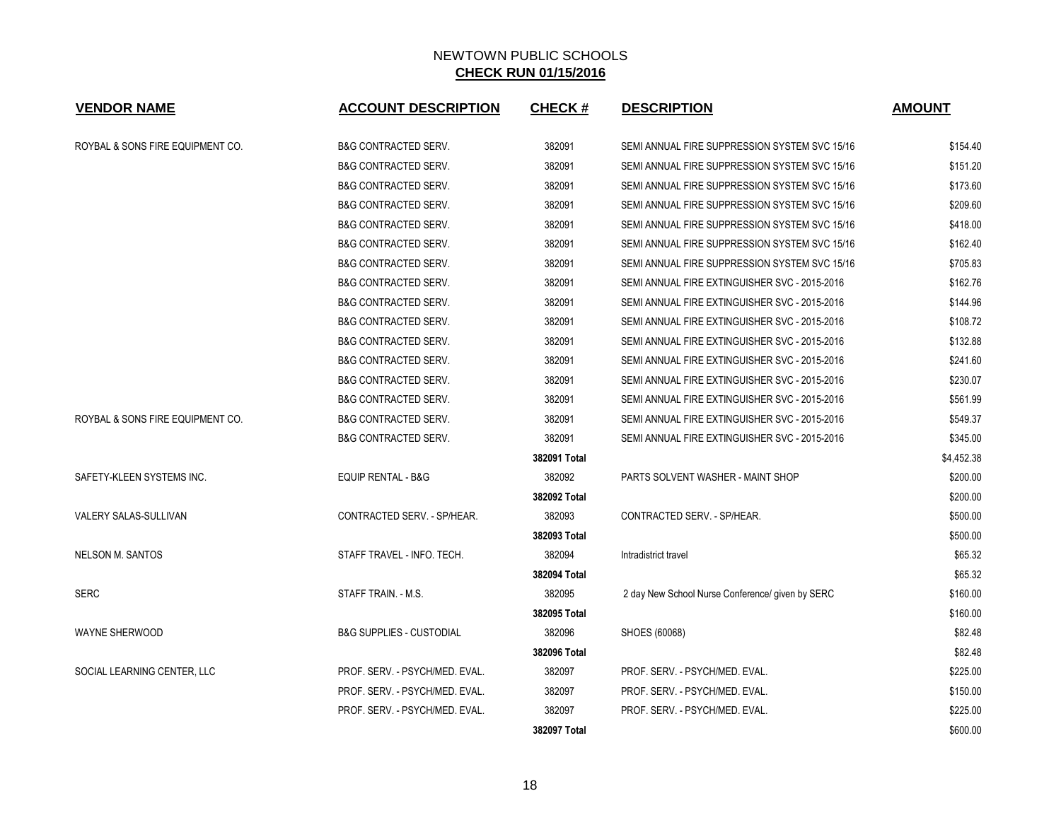# NEWTOWN PUBLIC SCHOOLS

## CHECK RUN 01/15/2016

| VENDOR NAME | ACCOUNT DESCRIPTION | CHECK # | DESCRIPTION | AMOUNT |
|---|---|---|---|---|
| ROYBAL & SONS FIRE EQUIPMENT CO. | B&G CONTRACTED SERV. | 382091 | SEMI ANNUAL FIRE SUPPRESSION SYSTEM SVC 15/16 | $154.40 |
| | B&G CONTRACTED SERV. | 382091 | SEMI ANNUAL FIRE SUPPRESSION SYSTEM SVC 15/16 | $151.20 |
| | B&G CONTRACTED SERV. | 382091 | SEMI ANNUAL FIRE SUPPRESSION SYSTEM SVC 15/16 | $173.60 |
| | B&G CONTRACTED SERV. | 382091 | SEMI ANNUAL FIRE SUPPRESSION SYSTEM SVC 15/16 | $209.60 |
| | B&G CONTRACTED SERV. | 382091 | SEMI ANNUAL FIRE SUPPRESSION SYSTEM SVC 15/16 | $418.00 |
| | B&G CONTRACTED SERV. | 382091 | SEMI ANNUAL FIRE SUPPRESSION SYSTEM SVC 15/16 | $162.40 |
| | B&G CONTRACTED SERV. | 382091 | SEMI ANNUAL FIRE SUPPRESSION SYSTEM SVC 15/16 | $705.83 |
| | B&G CONTRACTED SERV. | 382091 | SEMI ANNUAL FIRE EXTINGUISHER SVC - 2015-2016 | $162.76 |
| | B&G CONTRACTED SERV. | 382091 | SEMI ANNUAL FIRE EXTINGUISHER SVC - 2015-2016 | $144.96 |
| | B&G CONTRACTED SERV. | 382091 | SEMI ANNUAL FIRE EXTINGUISHER SVC - 2015-2016 | $108.72 |
| | B&G CONTRACTED SERV. | 382091 | SEMI ANNUAL FIRE EXTINGUISHER SVC - 2015-2016 | $132.88 |
| | B&G CONTRACTED SERV. | 382091 | SEMI ANNUAL FIRE EXTINGUISHER SVC - 2015-2016 | $241.60 |
| | B&G CONTRACTED SERV. | 382091 | SEMI ANNUAL FIRE EXTINGUISHER SVC - 2015-2016 | $230.07 |
| | B&G CONTRACTED SERV. | 382091 | SEMI ANNUAL FIRE EXTINGUISHER SVC - 2015-2016 | $561.99 |
| ROYBAL & SONS FIRE EQUIPMENT CO. | B&G CONTRACTED SERV. | 382091 | SEMI ANNUAL FIRE EXTINGUISHER SVC - 2015-2016 | $549.37 |
| | B&G CONTRACTED SERV. | 382091 | SEMI ANNUAL FIRE EXTINGUISHER SVC - 2015-2016 | $345.00 |
| | | **382091 Total** | | $4,452.38 |
| SAFETY-KLEEN SYSTEMS INC. | EQUIP RENTAL - B&G | 382092 | PARTS SOLVENT WASHER - MAINT SHOP | $200.00 |
| | | **382092 Total** | | $200.00 |
| VALERY SALAS-SULLIVAN | CONTRACTED SERV. - SP/HEAR. | 382093 | CONTRACTED SERV. - SP/HEAR. | $500.00 |
| | | **382093 Total** | | $500.00 |
| NELSON M. SANTOS | STAFF TRAVEL - INFO. TECH. | 382094 | Intradistrict travel | $65.32 |
| | | **382094 Total** | | $65.32 |
| SERC | STAFF TRAIN. - M.S. | 382095 | 2 day New School Nurse Conference/ given by SERC | $160.00 |
| | | **382095 Total** | | $160.00 |
| WAYNE SHERWOOD | B&G SUPPLIES - CUSTODIAL | 382096 | SHOES (60068) | $82.48 |
| | | **382096 Total** | | $82.48 |
| SOCIAL LEARNING CENTER, LLC | PROF. SERV. - PSYCH/MED. EVAL. | 382097 | PROF. SERV. - PSYCH/MED. EVAL. | $225.00 |
| | PROF. SERV. - PSYCH/MED. EVAL. | 382097 | PROF. SERV. - PSYCH/MED. EVAL. | $150.00 |
| | PROF. SERV. - PSYCH/MED. EVAL. | 382097 | PROF. SERV. - PSYCH/MED. EVAL. | $225.00 |
| | | **382097 Total** | | $600.00 |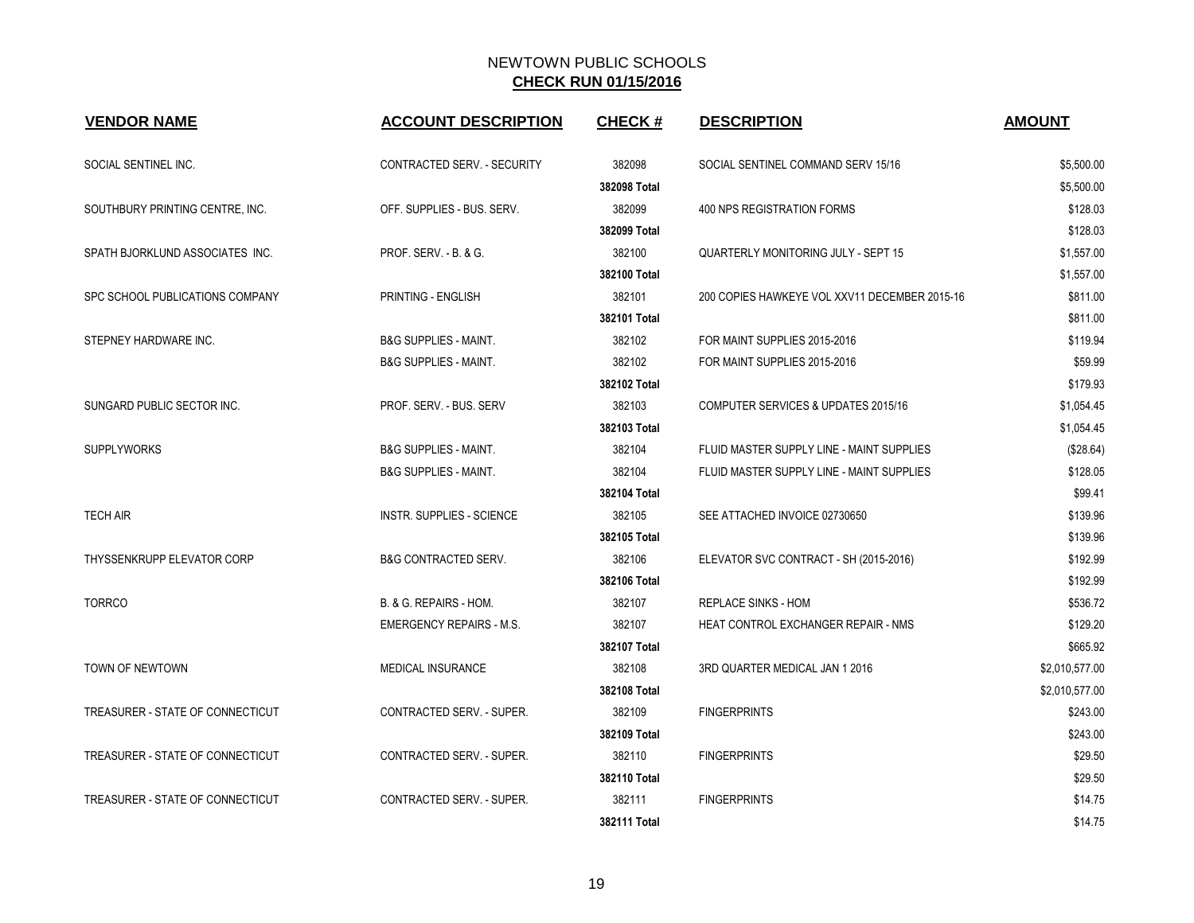# NEWTOWN PUBLIC SCHOOLS

## CHECK RUN 01/15/2016

| VENDOR NAME | ACCOUNT DESCRIPTION | CHECK # | DESCRIPTION | AMOUNT |
|---|---|---|---|---|
| SOCIAL SENTINEL INC. | CONTRACTED SERV. - SECURITY | 382098 | SOCIAL SENTINEL COMMAND SERV 15/16 | $5,500.00 |
| | | **382098 Total** | | $5,500.00 |
| SOUTHBURY PRINTING CENTRE, INC. | OFF. SUPPLIES - BUS. SERV. | 382099 | 400 NPS REGISTRATION FORMS | $128.03 |
| | | **382099 Total** | | $128.03 |
| SPATH BJORKLUND ASSOCIATES INC. | PROF. SERV. - B. & G. | 382100 | QUARTERLY MONITORING JULY - SEPT 15 | $1,557.00 |
| | | **382100 Total** | | $1,557.00 |
| SPC SCHOOL PUBLICATIONS COMPANY | PRINTING - ENGLISH | 382101 | 200 COPIES HAWKEYE VOL XXV11 DECEMBER 2015-16 | $811.00 |
| | | **382101 Total** | | $811.00 |
| STEPNEY HARDWARE INC. | B&G SUPPLIES - MAINT. | 382102 | FOR MAINT SUPPLIES 2015-2016 | $119.94 |
| | B&G SUPPLIES - MAINT. | 382102 | FOR MAINT SUPPLIES 2015-2016 | $59.99 |
| | | **382102 Total** | | $179.93 |
| SUNGARD PUBLIC SECTOR INC. | PROF. SERV. - BUS. SERV | 382103 | COMPUTER SERVICES & UPDATES 2015/16 | $1,054.45 |
| | | **382103 Total** | | $1,054.45 |
| SUPPLYWORKS | B&G SUPPLIES - MAINT. | 382104 | FLUID MASTER SUPPLY LINE - MAINT SUPPLIES | ($28.64) |
| | B&G SUPPLIES - MAINT. | 382104 | FLUID MASTER SUPPLY LINE - MAINT SUPPLIES | $128.05 |
| | | **382104 Total** | | $99.41 |
| TECH AIR | INSTR. SUPPLIES - SCIENCE | 382105 | SEE ATTACHED INVOICE 02730650 | $139.96 |
| | | **382105 Total** | | $139.96 |
| THYSSENKRUPP ELEVATOR CORP | B&G CONTRACTED SERV. | 382106 | ELEVATOR SVC CONTRACT - SH (2015-2016) | $192.99 |
| | | **382106 Total** | | $192.99 |
| TORRCO | B. & G. REPAIRS - HOM. | 382107 | REPLACE SINKS - HOM | $536.72 |
| | EMERGENCY REPAIRS - M.S. | 382107 | HEAT CONTROL EXCHANGER REPAIR - NMS | $129.20 |
| | | **382107 Total** | | $665.92 |
| TOWN OF NEWTOWN | MEDICAL INSURANCE | 382108 | 3RD QUARTER MEDICAL JAN 1 2016 | $2,010,577.00 |
| | | **382108 Total** | | $2,010,577.00 |
| TREASURER - STATE OF CONNECTICUT | CONTRACTED SERV. - SUPER. | 382109 | FINGERPRINTS | $243.00 |
| | | **382109 Total** | | $243.00 |
| TREASURER - STATE OF CONNECTICUT | CONTRACTED SERV. - SUPER. | 382110 | FINGERPRINTS | $29.50 |
| | | **382110 Total** | | $29.50 |
| TREASURER - STATE OF CONNECTICUT | CONTRACTED SERV. - SUPER. | 382111 | FINGERPRINTS | $14.75 |
| | | **382111 Total** | | $14.75 |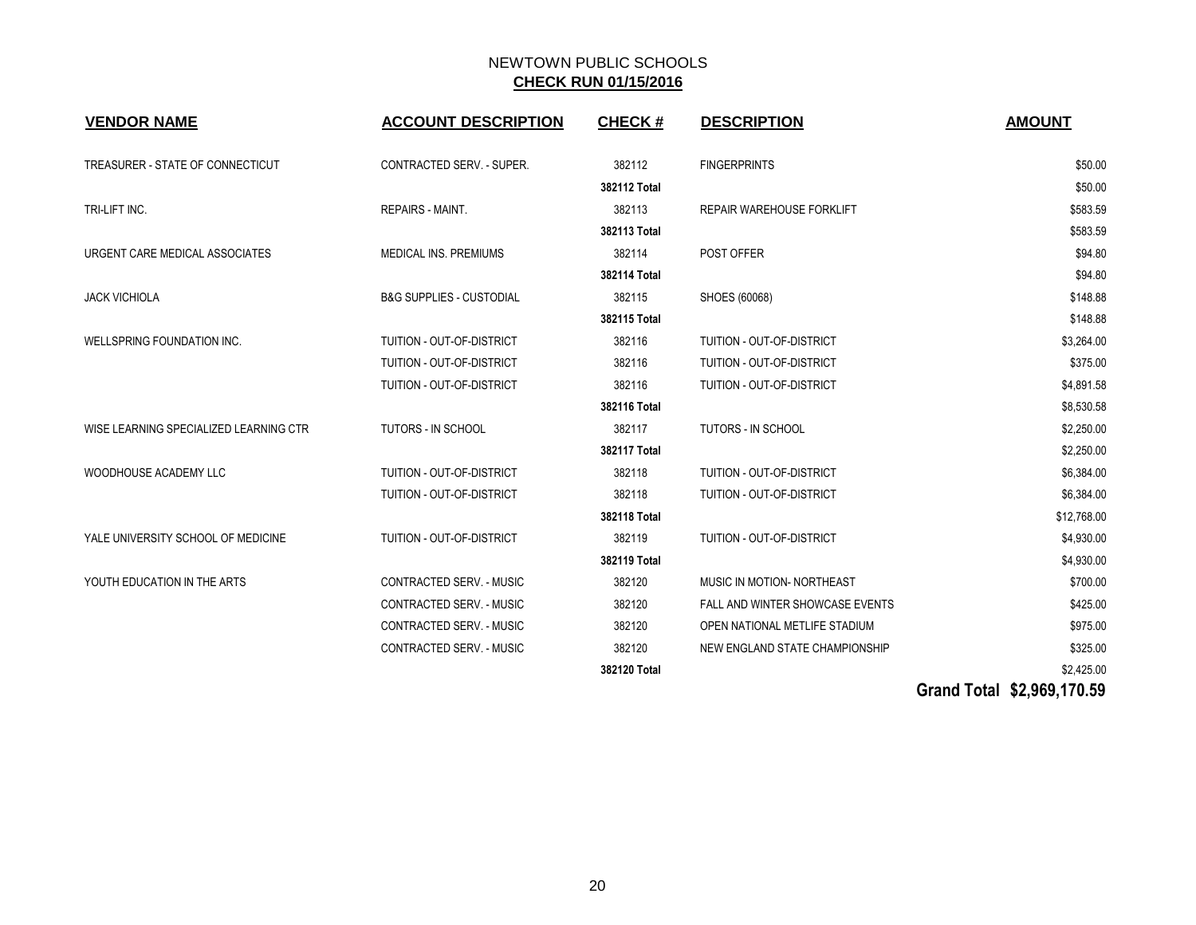NEWTOWN PUBLIC SCHOOLS

**CHECK RUN 01/15/2016**

| VENDOR NAME | ACCOUNT DESCRIPTION | CHECK # | DESCRIPTION | AMOUNT |
|---|---|---|---|---|
| TREASURER - STATE OF CONNECTICUT | CONTRACTED SERV. - SUPER. | 382112 | FINGERPRINTS | $50.00 |
| | | **382112 Total** | | $50.00 |
| TRI-LIFT INC. | REPAIRS - MAINT. | 382113 | REPAIR WAREHOUSE FORKLIFT | $583.59 |
| | | **382113 Total** | | $583.59 |
| URGENT CARE MEDICAL ASSOCIATES | MEDICAL INS. PREMIUMS | 382114 | POST OFFER | $94.80 |
| | | **382114 Total** | | $94.80 |
| JACK VICHIOLA | B&G SUPPLIES - CUSTODIAL | 382115 | SHOES (60068) | $148.88 |
| | | **382115 Total** | | $148.88 |
| WELLSPRING FOUNDATION INC. | TUITION - OUT-OF-DISTRICT | 382116 | TUITION - OUT-OF-DISTRICT | $3,264.00 |
| | TUITION - OUT-OF-DISTRICT | 382116 | TUITION - OUT-OF-DISTRICT | $375.00 |
| | TUITION - OUT-OF-DISTRICT | 382116 | TUITION - OUT-OF-DISTRICT | $4,891.58 |
| | | **382116 Total** | | $8,530.58 |
| WISE LEARNING SPECIALIZED LEARNING CTR | TUTORS - IN SCHOOL | 382117 | TUTORS - IN SCHOOL | $2,250.00 |
| | | **382117 Total** | | $2,250.00 |
| WOODHOUSE ACADEMY LLC | TUITION - OUT-OF-DISTRICT | 382118 | TUITION - OUT-OF-DISTRICT | $6,384.00 |
| | TUITION - OUT-OF-DISTRICT | 382118 | TUITION - OUT-OF-DISTRICT | $6,384.00 |
| | | **382118 Total** | | $12,768.00 |
| YALE UNIVERSITY SCHOOL OF MEDICINE | TUITION - OUT-OF-DISTRICT | 382119 | TUITION - OUT-OF-DISTRICT | $4,930.00 |
| | | **382119 Total** | | $4,930.00 |
| YOUTH EDUCATION IN THE ARTS | CONTRACTED SERV. - MUSIC | 382120 | MUSIC IN MOTION- NORTHEAST | $700.00 |
| | CONTRACTED SERV. - MUSIC | 382120 | FALL AND WINTER SHOWCASE EVENTS | $425.00 |
| | CONTRACTED SERV. - MUSIC | 382120 | OPEN NATIONAL METLIFE STADIUM | $975.00 |
| | CONTRACTED SERV. - MUSIC | 382120 | NEW ENGLAND STATE CHAMPIONSHIP | $325.00 |
| | | **382120 Total** | | $2,425.00 |
| | | | **Grand Total** | **$2,969,170.59** |